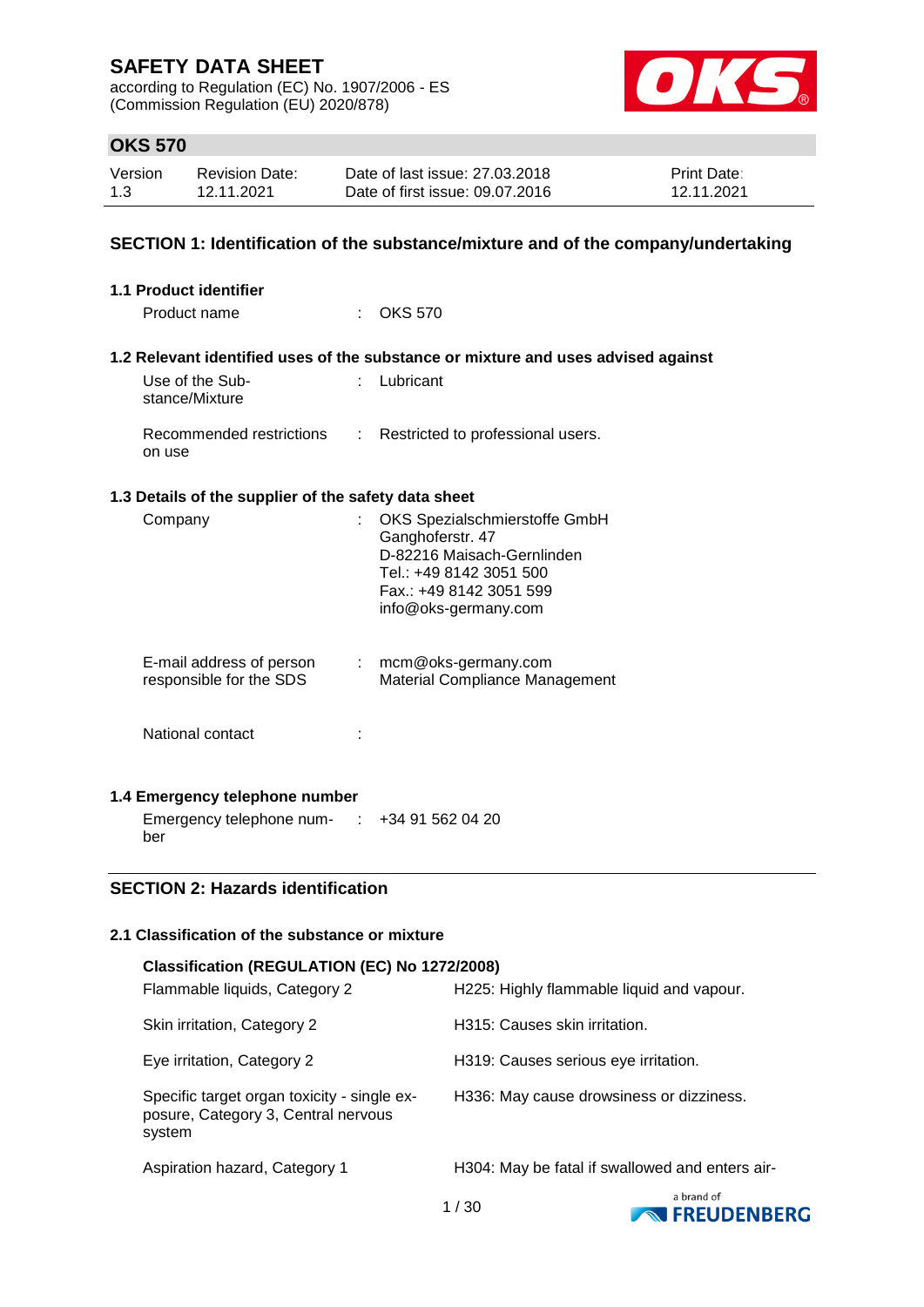# SAFETY DATA SHEET

according to Regulation (EC) No. 1907/2006 - ES
(Commission Regulation (EU) 2020/878)

## OKS 570

| Version | Revision Date: | Date of last issue: 27.03.2018 | Print Date: |
|---|---|---|---|
| 1.3 | 12.11.2021 | Date of first issue: 09.07.2016 | 12.11.2021 |

## SECTION 1: Identification of the substance/mixture and of the company/undertaking

### 1.1 Product identifier

Product name : OKS 570

### 1.2 Relevant identified uses of the substance or mixture and uses advised against

Use of the Substance/Mixture : Lubricant

Recommended restrictions on use : Restricted to professional users.

### 1.3 Details of the supplier of the safety data sheet

Company : OKS Spezialschmierstoffe GmbH
Ganghoferstr. 47
D-82216 Maisach-Gernlinden
Tel.: +49 8142 3051 500
Fax.: +49 8142 3051 599
info@oks-germany.com

E-mail address of person responsible for the SDS : mcm@oks-germany.com
Material Compliance Management

National contact :

### 1.4 Emergency telephone number

Emergency telephone number : +34 91 562 04 20

## SECTION 2: Hazards identification

### 2.1 Classification of the substance or mixture

**Classification (REGULATION (EC) No 1272/2008)**

| | |
|---|---|
| Flammable liquids, Category 2 | H225: Highly flammable liquid and vapour. |
| Skin irritation, Category 2 | H315: Causes skin irritation. |
| Eye irritation, Category 2 | H319: Causes serious eye irritation. |
| Specific target organ toxicity - single exposure, Category 3, Central nervous system | H336: May cause drowsiness or dizziness. |
| Aspiration hazard, Category 1 | H304: May be fatal if swallowed and enters air- |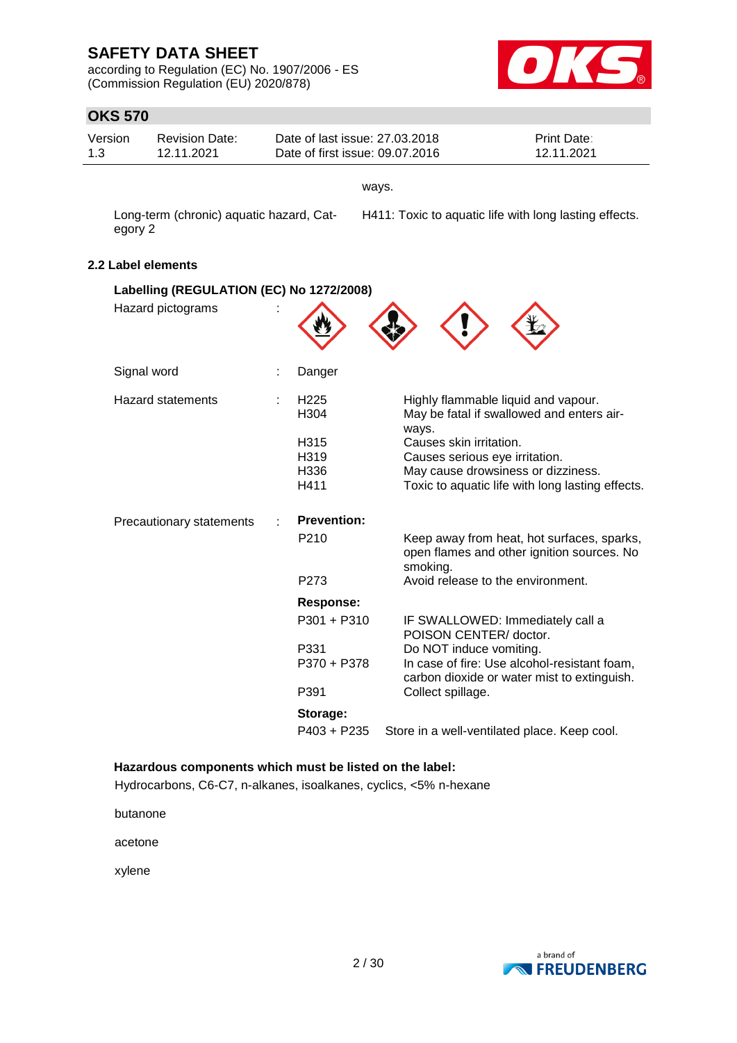ways.

| | |
|---|---|
| Long-term (chronic) aquatic hazard, Category 2 | H411: Toxic to aquatic life with long lasting effects. |

**2.2 Label elements**

**Labelling (REGULATION (EC) No 1272/2008)**

Hazard pictograms :

Signal word : Danger

Hazard statements :

| | |
|---|---|
| H225 | Highly flammable liquid and vapour. |
| H304 | May be fatal if swallowed and enters airways. |
| H315 | Causes skin irritation. |
| H319 | Causes serious eye irritation. |
| H336 | May cause drowsiness or dizziness. |
| H411 | Toxic to aquatic life with long lasting effects. |

Precautionary statements :

**Prevention:**

| | |
|---|---|
| P210 | Keep away from heat, hot surfaces, sparks, open flames and other ignition sources. No smoking. |
| P273 | Avoid release to the environment. |

**Response:**

| | |
|---|---|
| P301 + P310 | IF SWALLOWED: Immediately call a POISON CENTER/ doctor. |
| P331 | Do NOT induce vomiting. |
| P370 + P378 | In case of fire: Use alcohol-resistant foam, carbon dioxide or water mist to extinguish. |
| P391 | Collect spillage. |

**Storage:**

| | |
|---|---|
| P403 + P235 | Store in a well-ventilated place. Keep cool. |

**Hazardous components which must be listed on the label:**

Hydrocarbons, C6-C7, n-alkanes, isoalkanes, cyclics, <5% n-hexane

butanone

acetone

xylene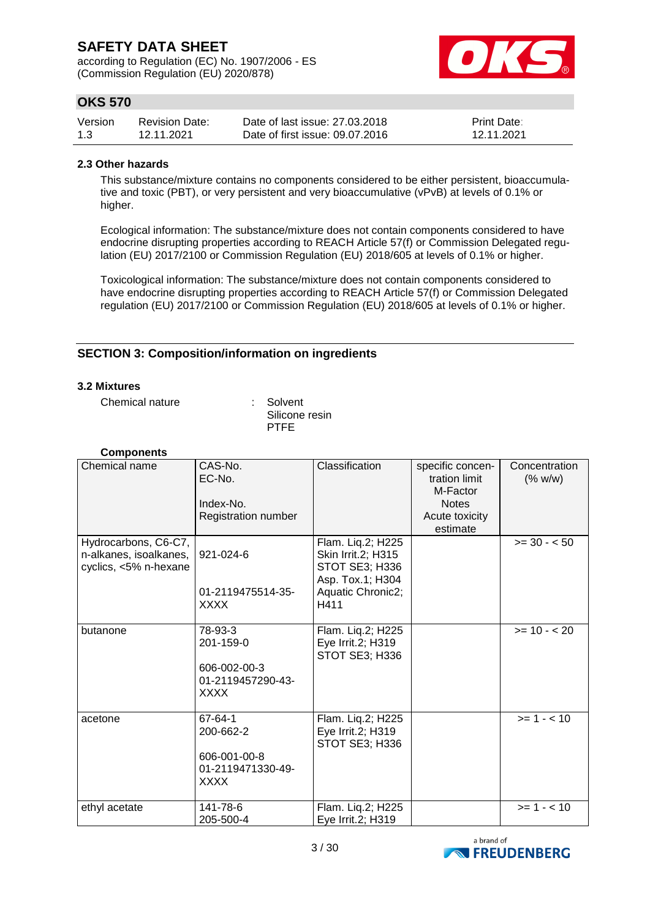#### 2.3 Other hazards

This substance/mixture contains no components considered to be either persistent, bioaccumulative and toxic (PBT), or very persistent and very bioaccumulative (vPvB) at levels of 0.1% or higher.

Ecological information: The substance/mixture does not contain components considered to have endocrine disrupting properties according to REACH Article 57(f) or Commission Delegated regulation (EU) 2017/2100 or Commission Regulation (EU) 2018/605 at levels of 0.1% or higher.

Toxicological information: The substance/mixture does not contain components considered to have endocrine disrupting properties according to REACH Article 57(f) or Commission Delegated regulation (EU) 2017/2100 or Commission Regulation (EU) 2018/605 at levels of 0.1% or higher.

## SECTION 3: Composition/information on ingredients

#### 3.2 Mixtures

Chemical nature : Solvent
Silicone resin
PTFE

**Components**

| Chemical name | CAS-No.<br>EC-No.<br><br>Index-No.<br>Registration number | Classification | specific concentration limit<br>M-Factor<br>Notes<br>Acute toxicity estimate | Concentration (% w/w) |
|---|---|---|---|---|
| Hydrocarbons, C6-C7, n-alkanes, isoalkanes, cyclics, <5% n-hexane | 921-024-6<br><br>01-2119475514-35-XXXX | Flam. Liq.2; H225<br>Skin Irrit.2; H315<br>STOT SE3; H336<br>Asp. Tox.1; H304<br>Aquatic Chronic2; H411 | | >= 30 - < 50 |
| butanone | 78-93-3<br>201-159-0<br><br>606-002-00-3<br>01-2119457290-43-XXXX | Flam. Liq.2; H225<br>Eye Irrit.2; H319<br>STOT SE3; H336 | | >= 10 - < 20 |
| acetone | 67-64-1<br>200-662-2<br><br>606-001-00-8<br>01-2119471330-49-XXXX | Flam. Liq.2; H225<br>Eye Irrit.2; H319<br>STOT SE3; H336 | | >= 1 - < 10 |
| ethyl acetate | 141-78-6<br>205-500-4 | Flam. Liq.2; H225<br>Eye Irrit.2; H319 | | >= 1 - < 10 |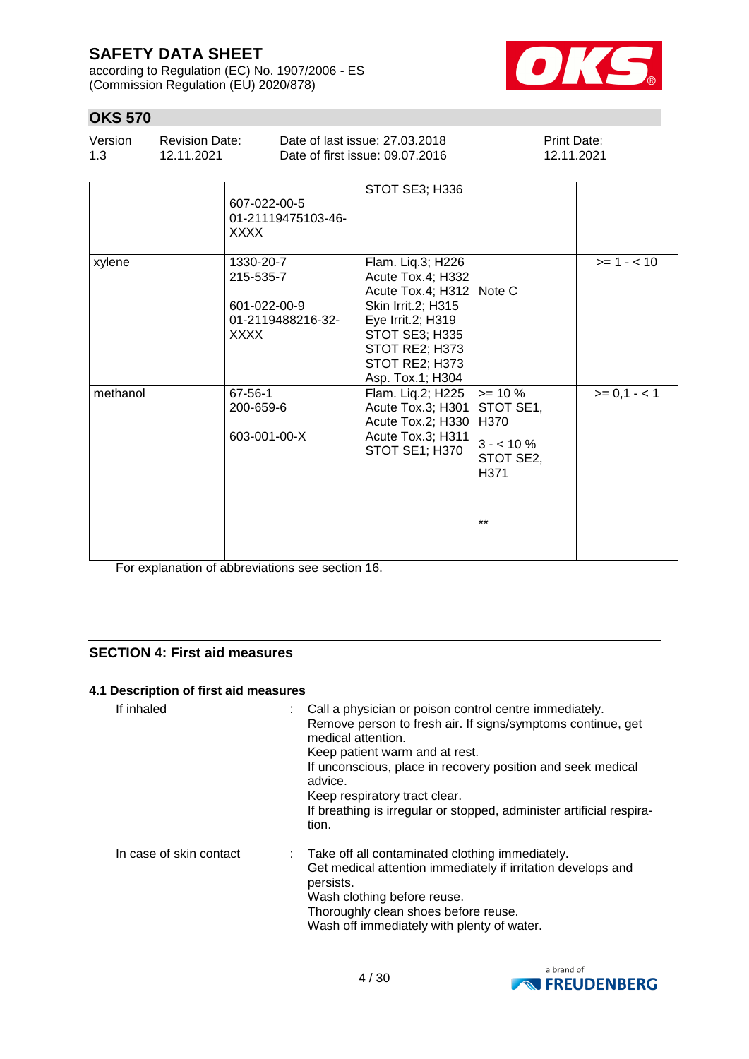| | | | | |
|---|---|---|---|---|
| | 607-022-00-5<br>01-21119475103-46-XXXX | STOT SE3; H336 | | |
| xylene | 1330-20-7<br>215-535-7<br><br>601-022-00-9<br>01-2119488216-32-XXXX | Flam. Liq.3; H226<br>Acute Tox.4; H332<br>Acute Tox.4; H312<br>Skin Irrit.2; H315<br>Eye Irrit.2; H319<br>STOT SE3; H335<br>STOT RE2; H373<br>STOT RE2; H373<br>Asp. Tox.1; H304 | Note C | >= 1 - < 10 |
| methanol | 67-56-1<br>200-659-6<br><br>603-001-00-X | Flam. Liq.2; H225<br>Acute Tox.3; H301<br>Acute Tox.2; H330<br>Acute Tox.3; H311<br>STOT SE1; H370 | >= 10 %<br>STOT SE1, H370<br><br>3 - < 10 %<br>STOT SE2, H371<br><br>** | >= 0,1 - < 1 |

For explanation of abbreviations see section 16.

## SECTION 4: First aid measures

### 4.1 Description of first aid measures

If inhaled : Call a physician or poison control centre immediately.
Remove person to fresh air. If signs/symptoms continue, get medical attention.
Keep patient warm and at rest.
If unconscious, place in recovery position and seek medical advice.
Keep respiratory tract clear.
If breathing is irregular or stopped, administer artificial respiration.

In case of skin contact : Take off all contaminated clothing immediately.
Get medical attention immediately if irritation develops and persists.
Wash clothing before reuse.
Thoroughly clean shoes before reuse.
Wash off immediately with plenty of water.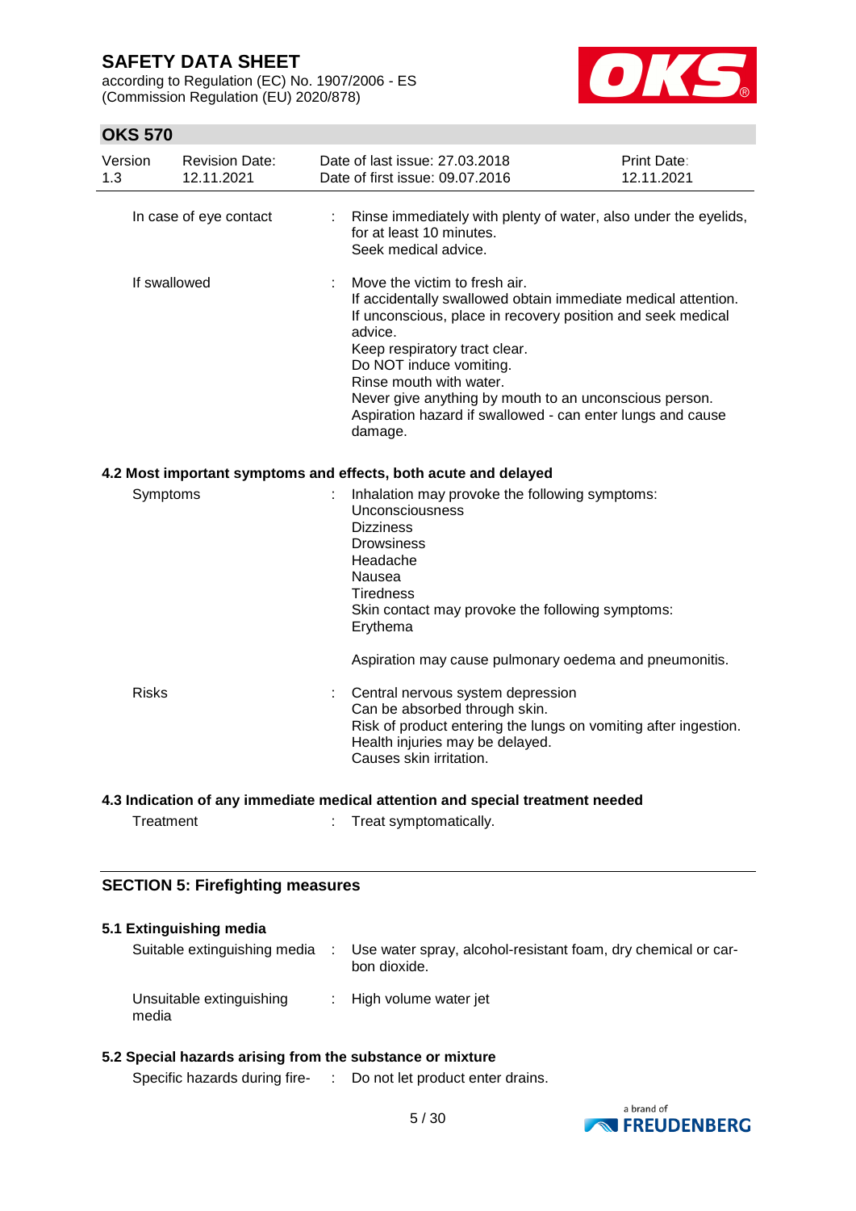| | | |
|---|---|---|
| In case of eye contact | : | Rinse immediately with plenty of water, also under the eyelids, for at least 10 minutes.<br>Seek medical advice. |
| If swallowed | : | Move the victim to fresh air.<br>If accidentally swallowed obtain immediate medical attention.<br>If unconscious, place in recovery position and seek medical advice.<br>Keep respiratory tract clear.<br>Do NOT induce vomiting.<br>Rinse mouth with water.<br>Never give anything by mouth to an unconscious person.<br>Aspiration hazard if swallowed - can enter lungs and cause damage. |

### 4.2 Most important symptoms and effects, both acute and delayed

| | | |
|---|---|---|
| Symptoms | : | Inhalation may provoke the following symptoms:<br>Unconsciousness<br>Dizziness<br>Drowsiness<br>Headache<br>Nausea<br>Tiredness<br>Skin contact may provoke the following symptoms:<br>Erythema<br><br>Aspiration may cause pulmonary oedema and pneumonitis. |
| Risks | : | Central nervous system depression<br>Can be absorbed through skin.<br>Risk of product entering the lungs on vomiting after ingestion.<br>Health injuries may be delayed.<br>Causes skin irritation. |

### 4.3 Indication of any immediate medical attention and special treatment needed

| | | |
|---|---|---|
| Treatment | : | Treat symptomatically. |

## SECTION 5: Firefighting measures

### 5.1 Extinguishing media

| | | |
|---|---|---|
| Suitable extinguishing media | : | Use water spray, alcohol-resistant foam, dry chemical or carbon dioxide. |
| Unsuitable extinguishing media | : | High volume water jet |

### 5.2 Special hazards arising from the substance or mixture

| | | |
|---|---|---|
| Specific hazards during fire- | : | Do not let product enter drains. |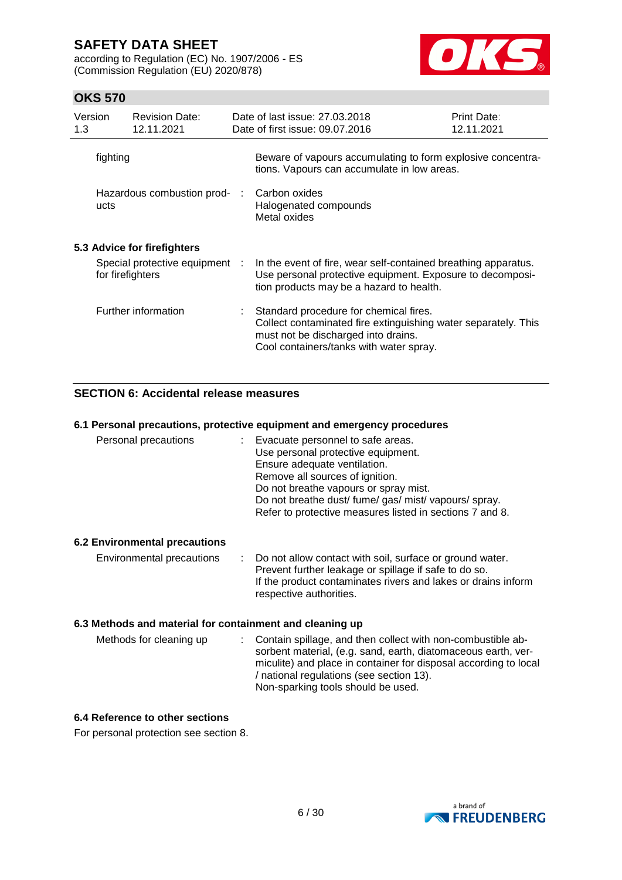| | | |
|---|---|---|
| fighting | | Beware of vapours accumulating to form explosive concentrations. Vapours can accumulate in low areas. |
| Hazardous combustion products | : | Carbon oxides<br>Halogenated compounds<br>Metal oxides |

### 5.3 Advice for firefighters

| | | |
|---|---|---|
| Special protective equipment for firefighters | : | In the event of fire, wear self-contained breathing apparatus. Use personal protective equipment. Exposure to decomposition products may be a hazard to health. |
| Further information | : | Standard procedure for chemical fires.<br>Collect contaminated fire extinguishing water separately. This must not be discharged into drains.<br>Cool containers/tanks with water spray. |

## SECTION 6: Accidental release measures

### 6.1 Personal precautions, protective equipment and emergency procedures

| | | |
|---|---|---|
| Personal precautions | : | Evacuate personnel to safe areas.<br>Use personal protective equipment.<br>Ensure adequate ventilation.<br>Remove all sources of ignition.<br>Do not breathe vapours or spray mist.<br>Do not breathe dust/ fume/ gas/ mist/ vapours/ spray.<br>Refer to protective measures listed in sections 7 and 8. |

### 6.2 Environmental precautions

| | | |
|---|---|---|
| Environmental precautions | : | Do not allow contact with soil, surface or ground water.<br>Prevent further leakage or spillage if safe to do so.<br>If the product contaminates rivers and lakes or drains inform respective authorities. |

### 6.3 Methods and material for containment and cleaning up

| | | |
|---|---|---|
| Methods for cleaning up | : | Contain spillage, and then collect with non-combustible absorbent material, (e.g. sand, earth, diatomaceous earth, vermiculite) and place in container for disposal according to local / national regulations (see section 13).<br>Non-sparking tools should be used. |

### 6.4 Reference to other sections

For personal protection see section 8.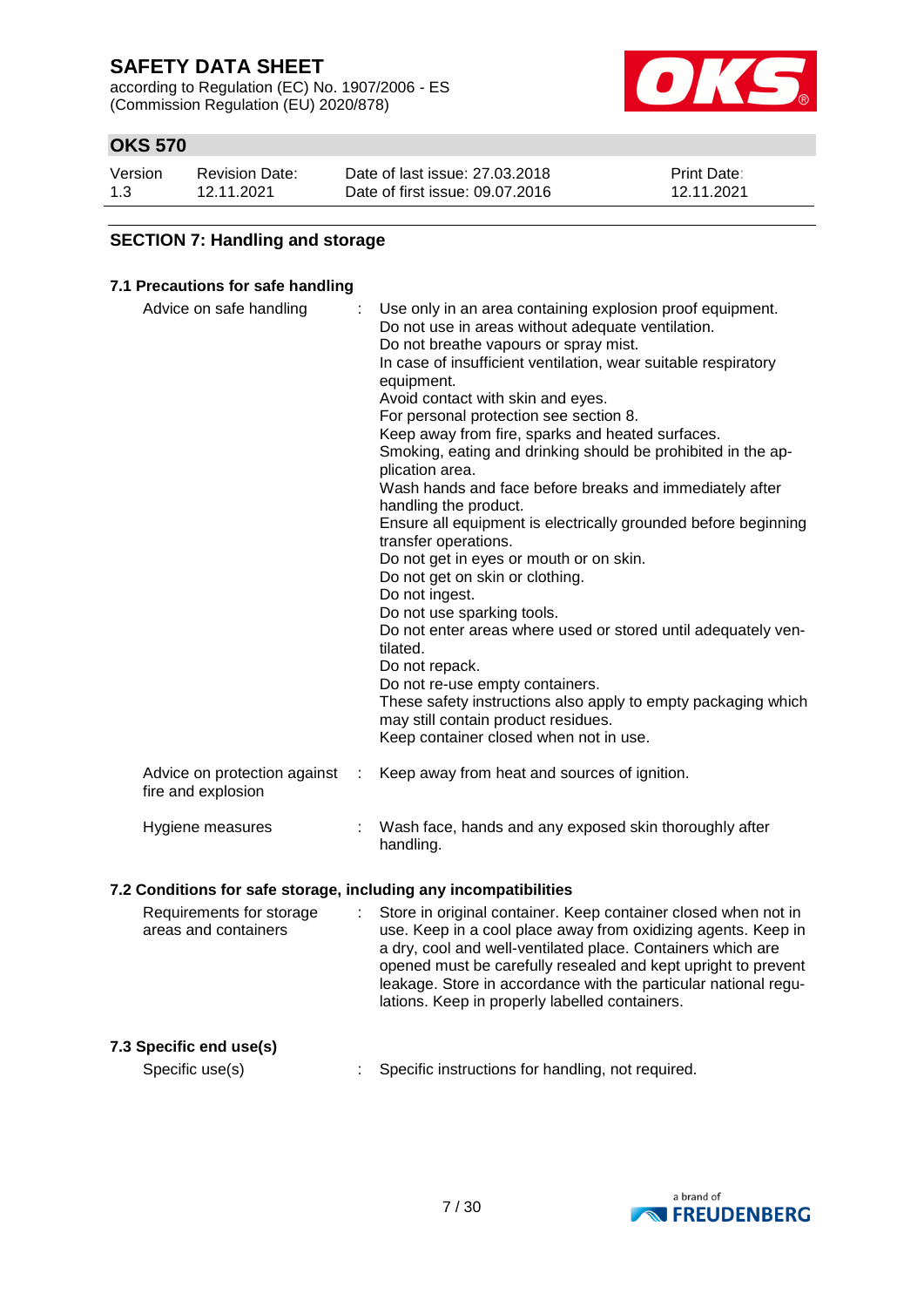## SECTION 7: Handling and storage

### 7.1 Precautions for safe handling

| | |
|---|---|
| Advice on safe handling | : Use only in an area containing explosion proof equipment.<br>Do not use in areas without adequate ventilation.<br>Do not breathe vapours or spray mist.<br>In case of insufficient ventilation, wear suitable respiratory equipment.<br>Avoid contact with skin and eyes.<br>For personal protection see section 8.<br>Keep away from fire, sparks and heated surfaces.<br>Smoking, eating and drinking should be prohibited in the application area.<br>Wash hands and face before breaks and immediately after handling the product.<br>Ensure all equipment is electrically grounded before beginning transfer operations.<br>Do not get in eyes or mouth or on skin.<br>Do not get on skin or clothing.<br>Do not ingest.<br>Do not use sparking tools.<br>Do not enter areas where used or stored until adequately ventilated.<br>Do not repack.<br>Do not re-use empty containers.<br>These safety instructions also apply to empty packaging which may still contain product residues.<br>Keep container closed when not in use. |
| Advice on protection against fire and explosion | : Keep away from heat and sources of ignition. |
| Hygiene measures | : Wash face, hands and any exposed skin thoroughly after handling. |

### 7.2 Conditions for safe storage, including any incompatibilities

| | |
|---|---|
| Requirements for storage areas and containers | : Store in original container. Keep container closed when not in use. Keep in a cool place away from oxidizing agents. Keep in a dry, cool and well-ventilated place. Containers which are opened must be carefully resealed and kept upright to prevent leakage. Store in accordance with the particular national regulations. Keep in properly labelled containers. |

### 7.3 Specific end use(s)

| | |
|---|---|
| Specific use(s) | : Specific instructions for handling, not required. |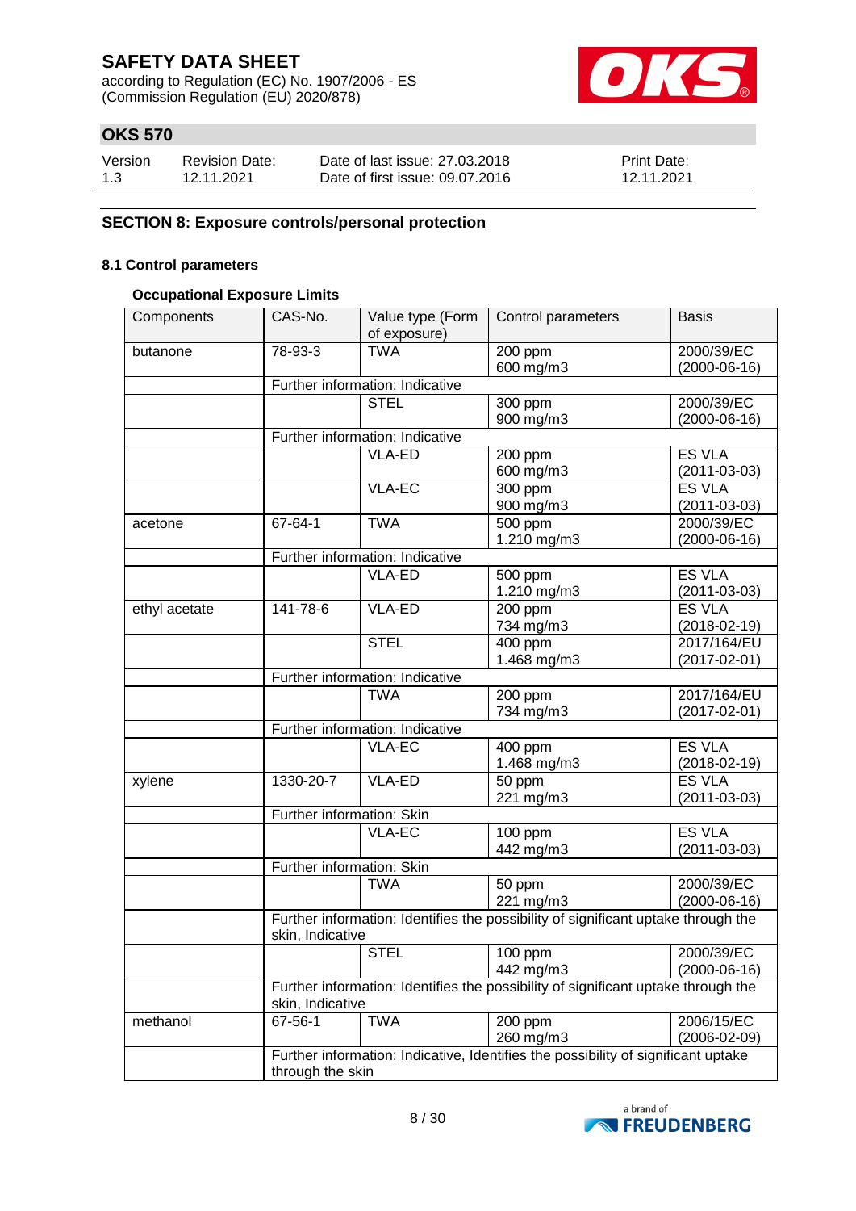## SECTION 8: Exposure controls/personal protection

### 8.1 Control parameters

**Occupational Exposure Limits**

| Components | CAS-No. | Value type (Form of exposure) | Control parameters | Basis |
|---|---|---|---|---|
| butanone | 78-93-3 | TWA | 200 ppm<br>600 mg/m3 | 2000/39/EC<br>(2000-06-16) |
| | Further information: Indicative | | | |
| | | STEL | 300 ppm<br>900 mg/m3 | 2000/39/EC<br>(2000-06-16) |
| | Further information: Indicative | | | |
| | | VLA-ED | 200 ppm<br>600 mg/m3 | ES VLA<br>(2011-03-03) |
| | | VLA-EC | 300 ppm<br>900 mg/m3 | ES VLA<br>(2011-03-03) |
| acetone | 67-64-1 | TWA | 500 ppm<br>1.210 mg/m3 | 2000/39/EC<br>(2000-06-16) |
| | Further information: Indicative | | | |
| | | VLA-ED | 500 ppm<br>1.210 mg/m3 | ES VLA<br>(2011-03-03) |
| ethyl acetate | 141-78-6 | VLA-ED | 200 ppm<br>734 mg/m3 | ES VLA<br>(2018-02-19) |
| | | STEL | 400 ppm<br>1.468 mg/m3 | 2017/164/EU<br>(2017-02-01) |
| | Further information: Indicative | | | |
| | | TWA | 200 ppm<br>734 mg/m3 | 2017/164/EU<br>(2017-02-01) |
| | Further information: Indicative | | | |
| | | VLA-EC | 400 ppm<br>1.468 mg/m3 | ES VLA<br>(2018-02-19) |
| xylene | 1330-20-7 | VLA-ED | 50 ppm<br>221 mg/m3 | ES VLA<br>(2011-03-03) |
| | Further information: Skin | | | |
| | | VLA-EC | 100 ppm<br>442 mg/m3 | ES VLA<br>(2011-03-03) |
| | Further information: Skin | | | |
| | | TWA | 50 ppm<br>221 mg/m3 | 2000/39/EC<br>(2000-06-16) |
| | Further information: Identifies the possibility of significant uptake through the skin, Indicative | | | |
| | | STEL | 100 ppm<br>442 mg/m3 | 2000/39/EC<br>(2000-06-16) |
| | Further information: Identifies the possibility of significant uptake through the skin, Indicative | | | |
| methanol | 67-56-1 | TWA | 200 ppm<br>260 mg/m3 | 2006/15/EC<br>(2006-02-09) |
| | Further information: Indicative, Identifies the possibility of significant uptake through the skin | | | |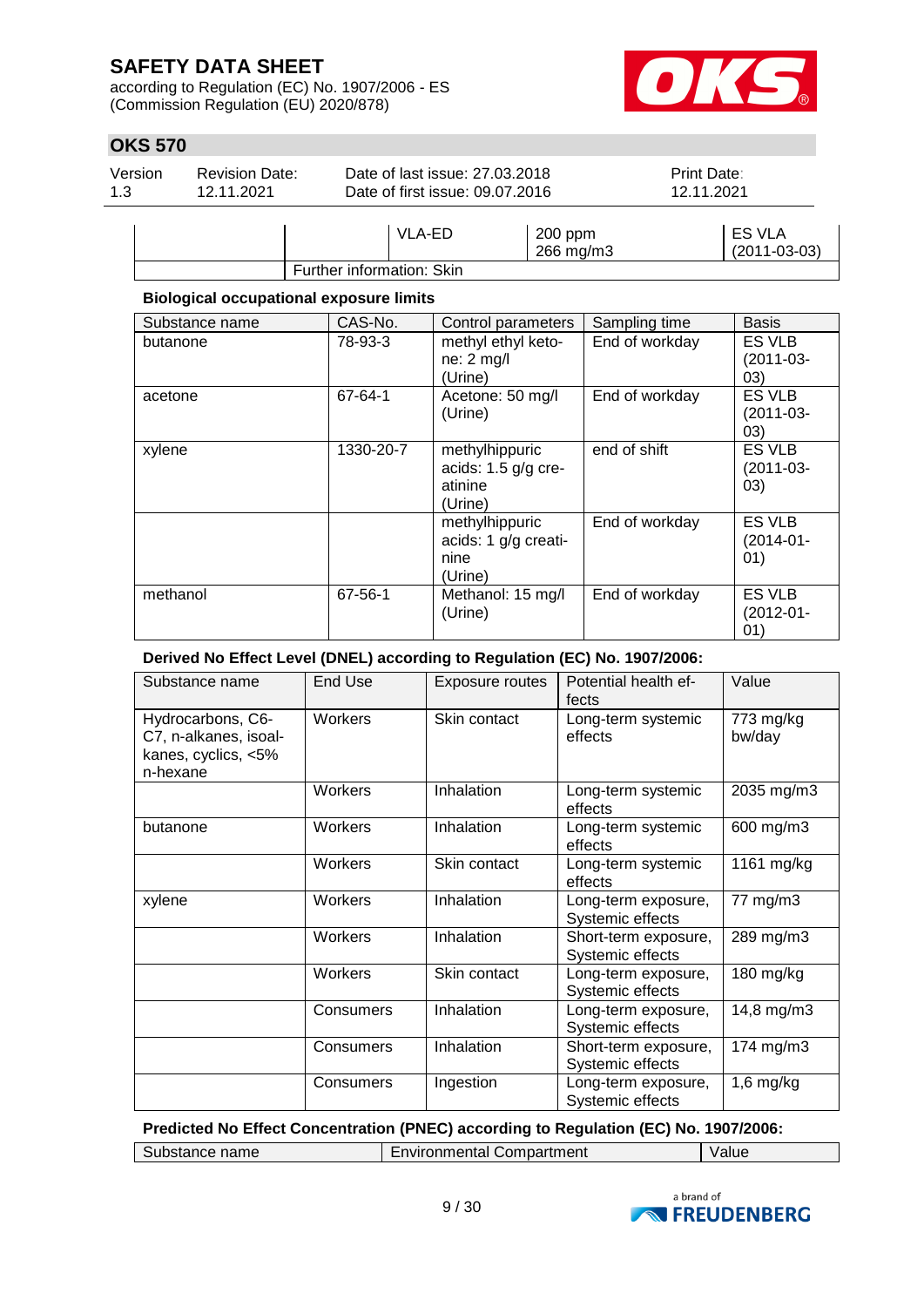| | | | | |
|---|---|---|---|---|
| | | VLA-ED | 200 ppm<br>266 mg/m3 | ES VLA<br>(2011-03-03) |
| | Further information: Skin | | | |

**Biological occupational exposure limits**

| Substance name | CAS-No. | Control parameters | Sampling time | Basis |
|---|---|---|---|---|
| butanone | 78-93-3 | methyl ethyl ketone: 2 mg/l (Urine) | End of workday | ES VLB (2011-03-03) |
| acetone | 67-64-1 | Acetone: 50 mg/l (Urine) | End of workday | ES VLB (2011-03-03) |
| xylene | 1330-20-7 | methylhippuric acids: 1.5 g/g creatinine (Urine) | end of shift | ES VLB (2011-03-03) |
| | | methylhippuric acids: 1 g/g creatinine (Urine) | End of workday | ES VLB (2014-01-01) |
| methanol | 67-56-1 | Methanol: 15 mg/l (Urine) | End of workday | ES VLB (2012-01-01) |

**Derived No Effect Level (DNEL) according to Regulation (EC) No. 1907/2006:**

| Substance name | End Use | Exposure routes | Potential health effects | Value |
|---|---|---|---|---|
| Hydrocarbons, C6-C7, n-alkanes, isoalkanes, cyclics, <5% n-hexane | Workers | Skin contact | Long-term systemic effects | 773 mg/kg bw/day |
| | Workers | Inhalation | Long-term systemic effects | 2035 mg/m3 |
| butanone | Workers | Inhalation | Long-term systemic effects | 600 mg/m3 |
| | Workers | Skin contact | Long-term systemic effects | 1161 mg/kg |
| xylene | Workers | Inhalation | Long-term exposure, Systemic effects | 77 mg/m3 |
| | Workers | Inhalation | Short-term exposure, Systemic effects | 289 mg/m3 |
| | Workers | Skin contact | Long-term exposure, Systemic effects | 180 mg/kg |
| | Consumers | Inhalation | Long-term exposure, Systemic effects | 14,8 mg/m3 |
| | Consumers | Inhalation | Short-term exposure, Systemic effects | 174 mg/m3 |
| | Consumers | Ingestion | Long-term exposure, Systemic effects | 1,6 mg/kg |

**Predicted No Effect Concentration (PNEC) according to Regulation (EC) No. 1907/2006:**

| Substance name | Environmental Compartment | Value |
|---|---|---|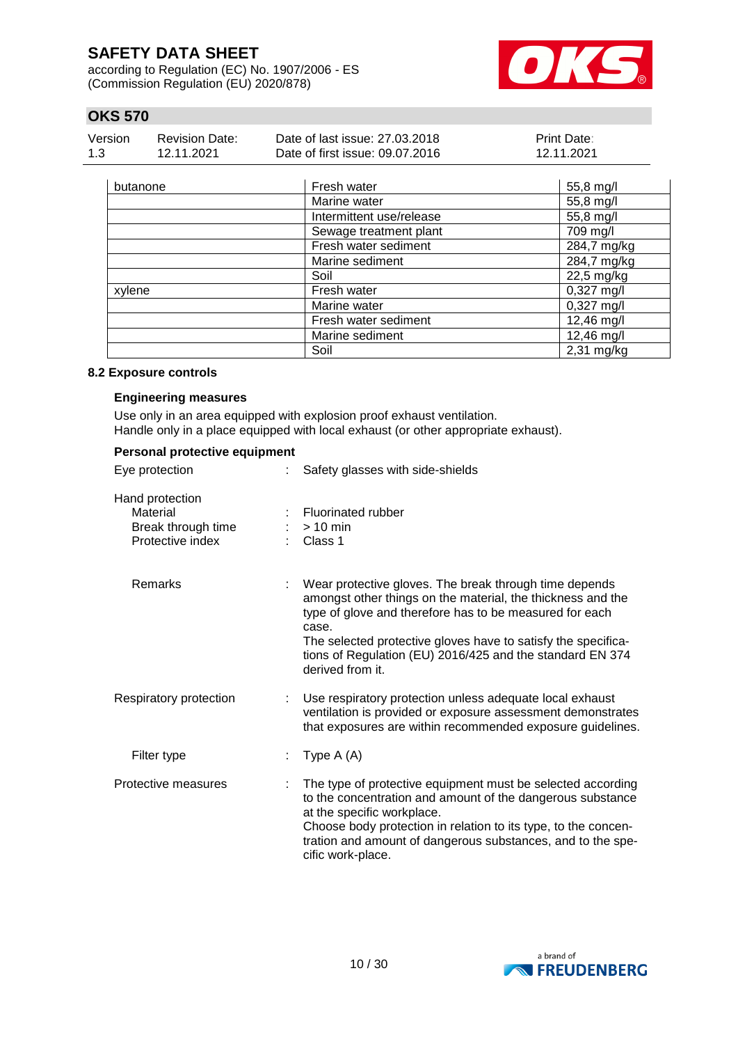| | | |
|---|---|---|
| butanone | Fresh water | 55,8 mg/l |
| | Marine water | 55,8 mg/l |
| | Intermittent use/release | 55,8 mg/l |
| | Sewage treatment plant | 709 mg/l |
| | Fresh water sediment | 284,7 mg/kg |
| | Marine sediment | 284,7 mg/kg |
| | Soil | 22,5 mg/kg |
| xylene | Fresh water | 0,327 mg/l |
| | Marine water | 0,327 mg/l |
| | Fresh water sediment | 12,46 mg/l |
| | Marine sediment | 12,46 mg/l |
| | Soil | 2,31 mg/kg |

### 8.2 Exposure controls

**Engineering measures**

Use only in an area equipped with explosion proof exhaust ventilation.
Handle only in a place equipped with local exhaust (or other appropriate exhaust).

**Personal protective equipment**

Eye protection : Safety glasses with side-shields

Hand protection
- Material : Fluorinated rubber
- Break through time : > 10 min
- Protective index : Class 1

Remarks : Wear protective gloves. The break through time depends amongst other things on the material, the thickness and the type of glove and therefore has to be measured for each case.
The selected protective gloves have to satisfy the specifications of Regulation (EU) 2016/425 and the standard EN 374 derived from it.

Respiratory protection : Use respiratory protection unless adequate local exhaust ventilation is provided or exposure assessment demonstrates that exposures are within recommended exposure guidelines.

Filter type : Type A (A)

Protective measures : The type of protective equipment must be selected according to the concentration and amount of the dangerous substance at the specific workplace.
Choose body protection in relation to its type, to the concentration and amount of dangerous substances, and to the specific work-place.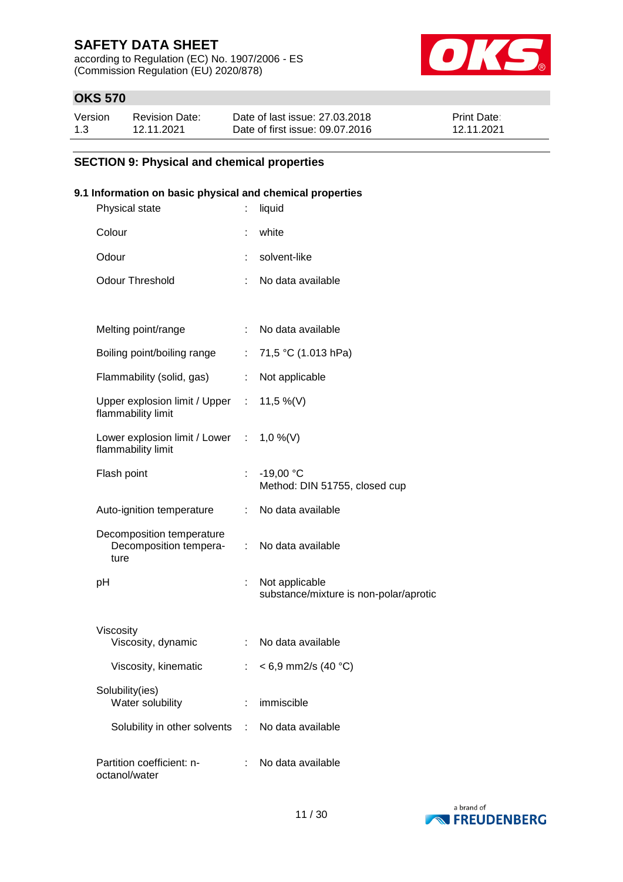## SECTION 9: Physical and chemical properties

### 9.1 Information on basic physical and chemical properties

| Property | | Value |
|---|---|---|
| Physical state | : | liquid |
| Colour | : | white |
| Odour | : | solvent-like |
| Odour Threshold | : | No data available |
| Melting point/range | : | No data available |
| Boiling point/boiling range | : | 71,5 °C (1.013 hPa) |
| Flammability (solid, gas) | : | Not applicable |
| Upper explosion limit / Upper flammability limit | : | 11,5 %(V) |
| Lower explosion limit / Lower flammability limit | : | 1,0 %(V) |
| Flash point | : | -19,00 °C<br>Method: DIN 51755, closed cup |
| Auto-ignition temperature | : | No data available |
| Decomposition temperature<br>Decomposition temperature | : | No data available |
| pH | : | Not applicable<br>substance/mixture is non-polar/aprotic |
| Viscosity<br>Viscosity, dynamic | : | No data available |
| Viscosity, kinematic | : | < 6,9 mm2/s (40 °C) |
| Solubility(ies)<br>Water solubility | : | immiscible |
| Solubility in other solvents | : | No data available |
| Partition coefficient: n-octanol/water | : | No data available |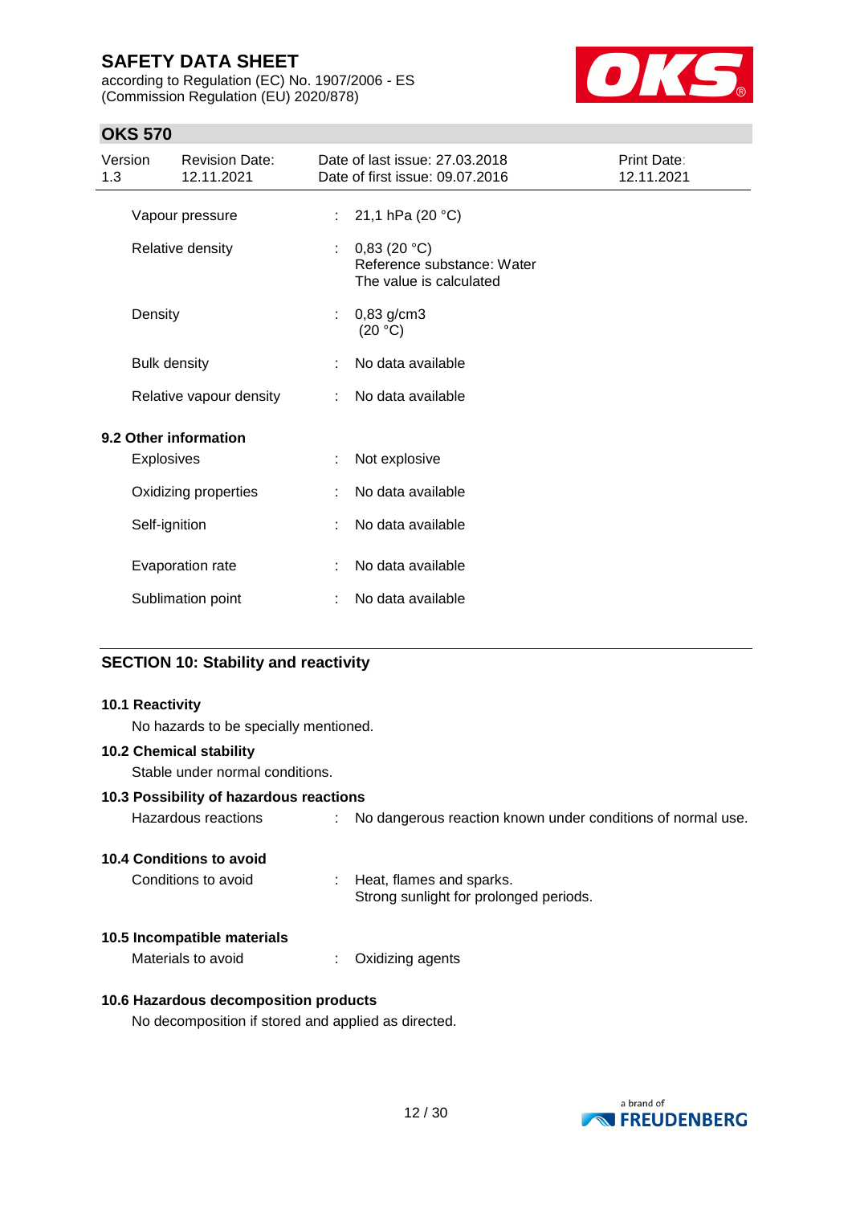| | | |
|---|---|---|
| Vapour pressure | : | 21,1 hPa (20 °C) |
| Relative density | : | 0,83 (20 °C)<br>Reference substance: Water<br>The value is calculated |
| Density | : | 0,83 g/cm3<br>(20 °C) |
| Bulk density | : | No data available |
| Relative vapour density | : | No data available |

**9.2 Other information**

| | | |
|---|---|---|
| Explosives | : | Not explosive |
| Oxidizing properties | : | No data available |
| Self-ignition | : | No data available |
| Evaporation rate | : | No data available |
| Sublimation point | : | No data available |

## SECTION 10: Stability and reactivity

**10.1 Reactivity**

No hazards to be specially mentioned.

**10.2 Chemical stability**

Stable under normal conditions.

**10.3 Possibility of hazardous reactions**

Hazardous reactions : No dangerous reaction known under conditions of normal use.

**10.4 Conditions to avoid**

Conditions to avoid : Heat, flames and sparks.
Strong sunlight for prolonged periods.

**10.5 Incompatible materials**

Materials to avoid : Oxidizing agents

**10.6 Hazardous decomposition products**

No decomposition if stored and applied as directed.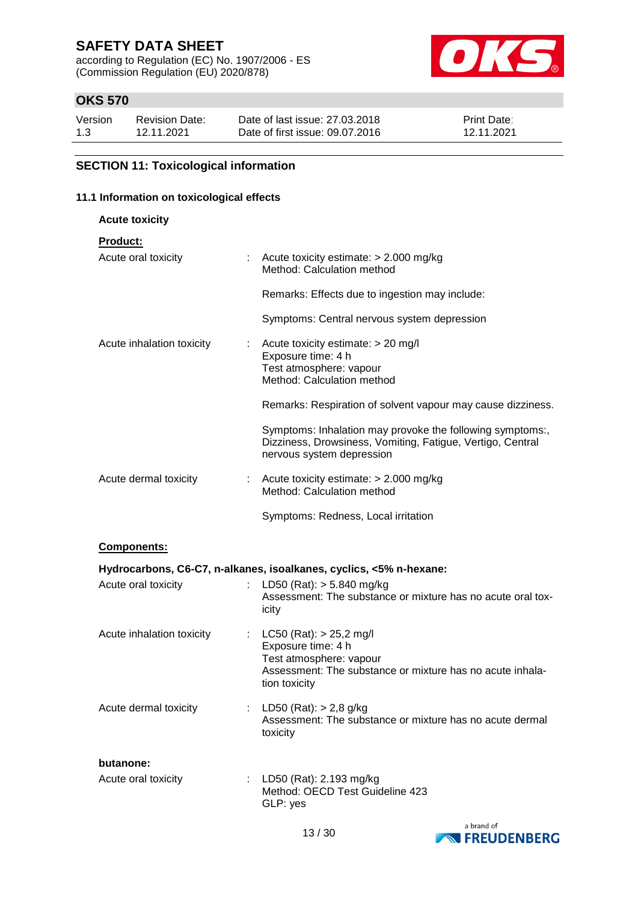## SECTION 11: Toxicological information

### 11.1 Information on toxicological effects

**Acute toxicity**

**Product:**

| | | |
|---|---|---|
| Acute oral toxicity | : | Acute toxicity estimate: > 2.000 mg/kg<br>Method: Calculation method<br><br>Remarks: Effects due to ingestion may include:<br><br>Symptoms: Central nervous system depression |
| Acute inhalation toxicity | : | Acute toxicity estimate: > 20 mg/l<br>Exposure time: 4 h<br>Test atmosphere: vapour<br>Method: Calculation method<br><br>Remarks: Respiration of solvent vapour may cause dizziness.<br><br>Symptoms: Inhalation may provoke the following symptoms:, Dizziness, Drowsiness, Vomiting, Fatigue, Vertigo, Central nervous system depression |
| Acute dermal toxicity | : | Acute toxicity estimate: > 2.000 mg/kg<br>Method: Calculation method<br><br>Symptoms: Redness, Local irritation |

**Components:**

**Hydrocarbons, C6-C7, n-alkanes, isoalkanes, cyclics, <5% n-hexane:**

| | | |
|---|---|---|
| Acute oral toxicity | : | LD50 (Rat): > 5.840 mg/kg<br>Assessment: The substance or mixture has no acute oral toxicity |
| Acute inhalation toxicity | : | LC50 (Rat): > 25,2 mg/l<br>Exposure time: 4 h<br>Test atmosphere: vapour<br>Assessment: The substance or mixture has no acute inhalation toxicity |
| Acute dermal toxicity | : | LD50 (Rat): > 2,8 g/kg<br>Assessment: The substance or mixture has no acute dermal toxicity |

**butanone:**

| | | |
|---|---|---|
| Acute oral toxicity | : | LD50 (Rat): 2.193 mg/kg<br>Method: OECD Test Guideline 423<br>GLP: yes |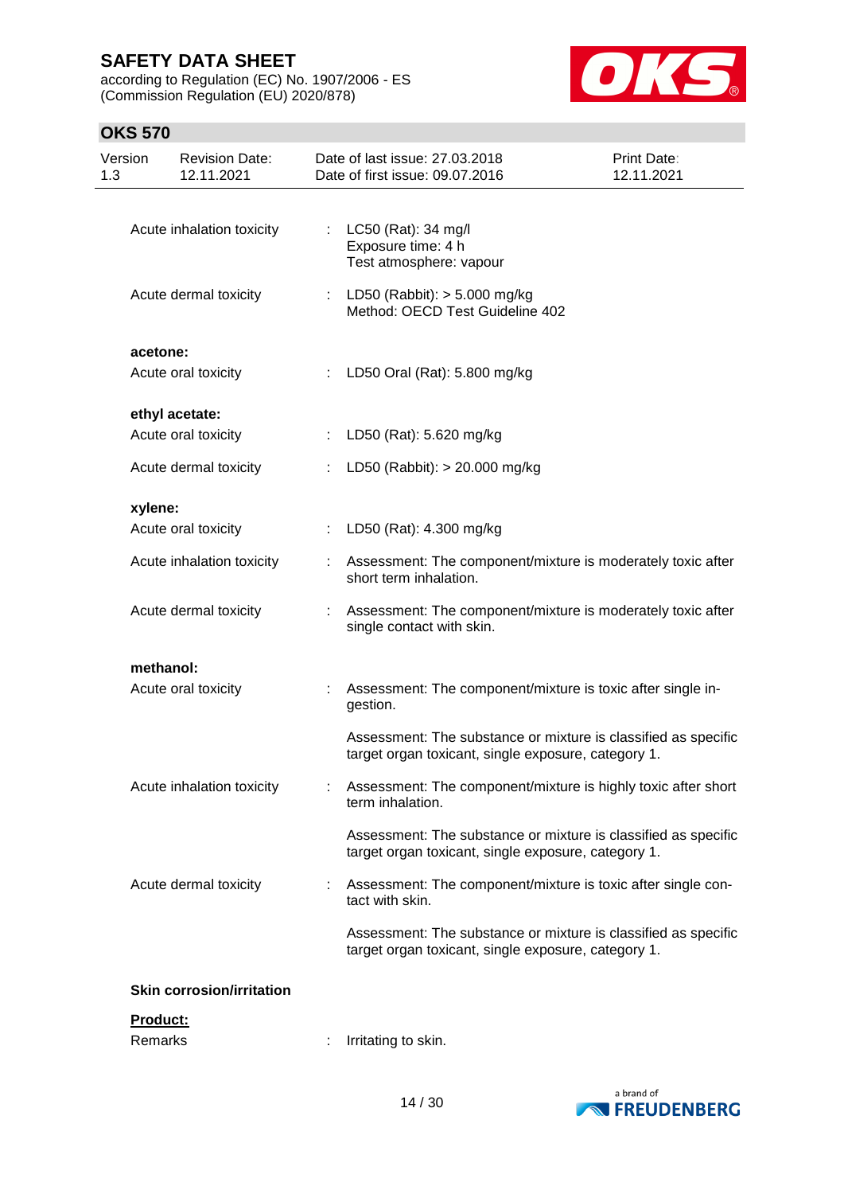Acute inhalation toxicity : LC50 (Rat): 34 mg/l
Exposure time: 4 h
Test atmosphere: vapour

Acute dermal toxicity : LD50 (Rabbit): > 5.000 mg/kg
Method: OECD Test Guideline 402

**acetone:**

Acute oral toxicity : LD50 Oral (Rat): 5.800 mg/kg

**ethyl acetate:**

Acute oral toxicity : LD50 (Rat): 5.620 mg/kg

Acute dermal toxicity : LD50 (Rabbit): > 20.000 mg/kg

**xylene:**

Acute oral toxicity : LD50 (Rat): 4.300 mg/kg

Acute inhalation toxicity : Assessment: The component/mixture is moderately toxic after short term inhalation.

Acute dermal toxicity : Assessment: The component/mixture is moderately toxic after single contact with skin.

**methanol:**

Acute oral toxicity : Assessment: The component/mixture is toxic after single ingestion.

Assessment: The substance or mixture is classified as specific target organ toxicant, single exposure, category 1.

Acute inhalation toxicity : Assessment: The component/mixture is highly toxic after short term inhalation.

Assessment: The substance or mixture is classified as specific target organ toxicant, single exposure, category 1.

Acute dermal toxicity : Assessment: The component/mixture is toxic after single contact with skin.

Assessment: The substance or mixture is classified as specific target organ toxicant, single exposure, category 1.

**Skin corrosion/irritation**

**Product:**

Remarks : Irritating to skin.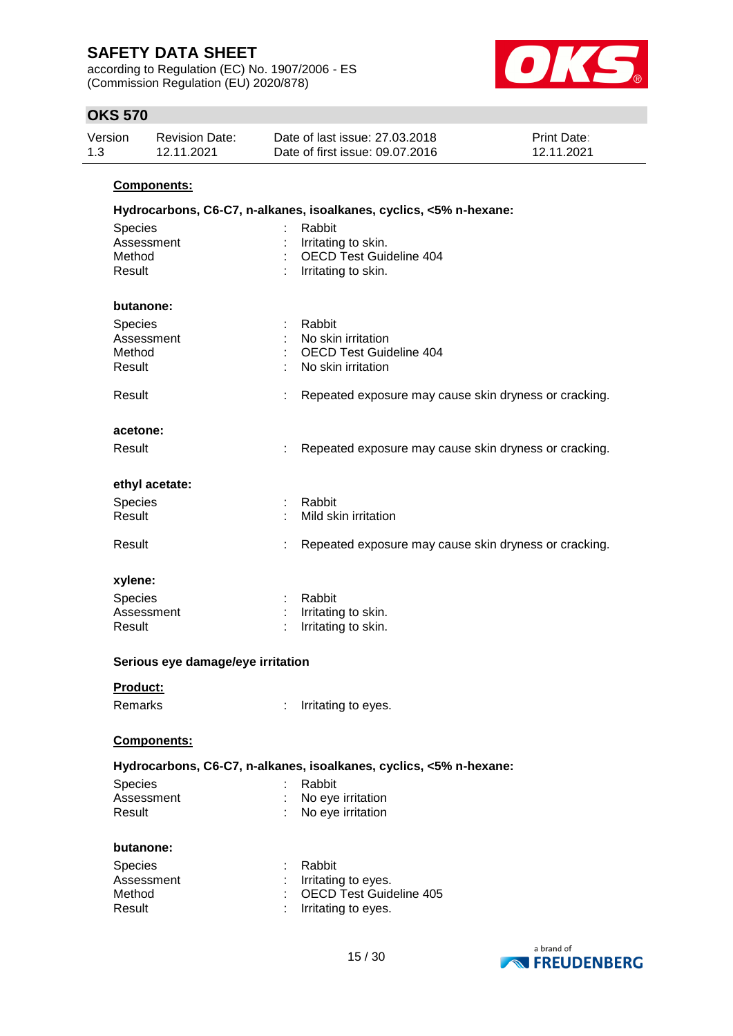**Components:**

**Hydrocarbons, C6-C7, n-alkanes, isoalkanes, cyclics, <5% n-hexane:**

Species : Rabbit
Assessment : Irritating to skin.
Method : OECD Test Guideline 404
Result : Irritating to skin.

**butanone:**

Species : Rabbit
Assessment : No skin irritation
Method : OECD Test Guideline 404
Result : No skin irritation

Result : Repeated exposure may cause skin dryness or cracking.

**acetone:**

Result : Repeated exposure may cause skin dryness or cracking.

**ethyl acetate:**

Species : Rabbit
Result : Mild skin irritation

Result : Repeated exposure may cause skin dryness or cracking.

**xylene:**

Species : Rabbit
Assessment : Irritating to skin.
Result : Irritating to skin.

**Serious eye damage/eye irritation**

**Product:**

Remarks : Irritating to eyes.

**Components:**

**Hydrocarbons, C6-C7, n-alkanes, isoalkanes, cyclics, <5% n-hexane:**

Species : Rabbit
Assessment : No eye irritation
Result : No eye irritation

**butanone:**

Species : Rabbit
Assessment : Irritating to eyes.
Method : OECD Test Guideline 405
Result : Irritating to eyes.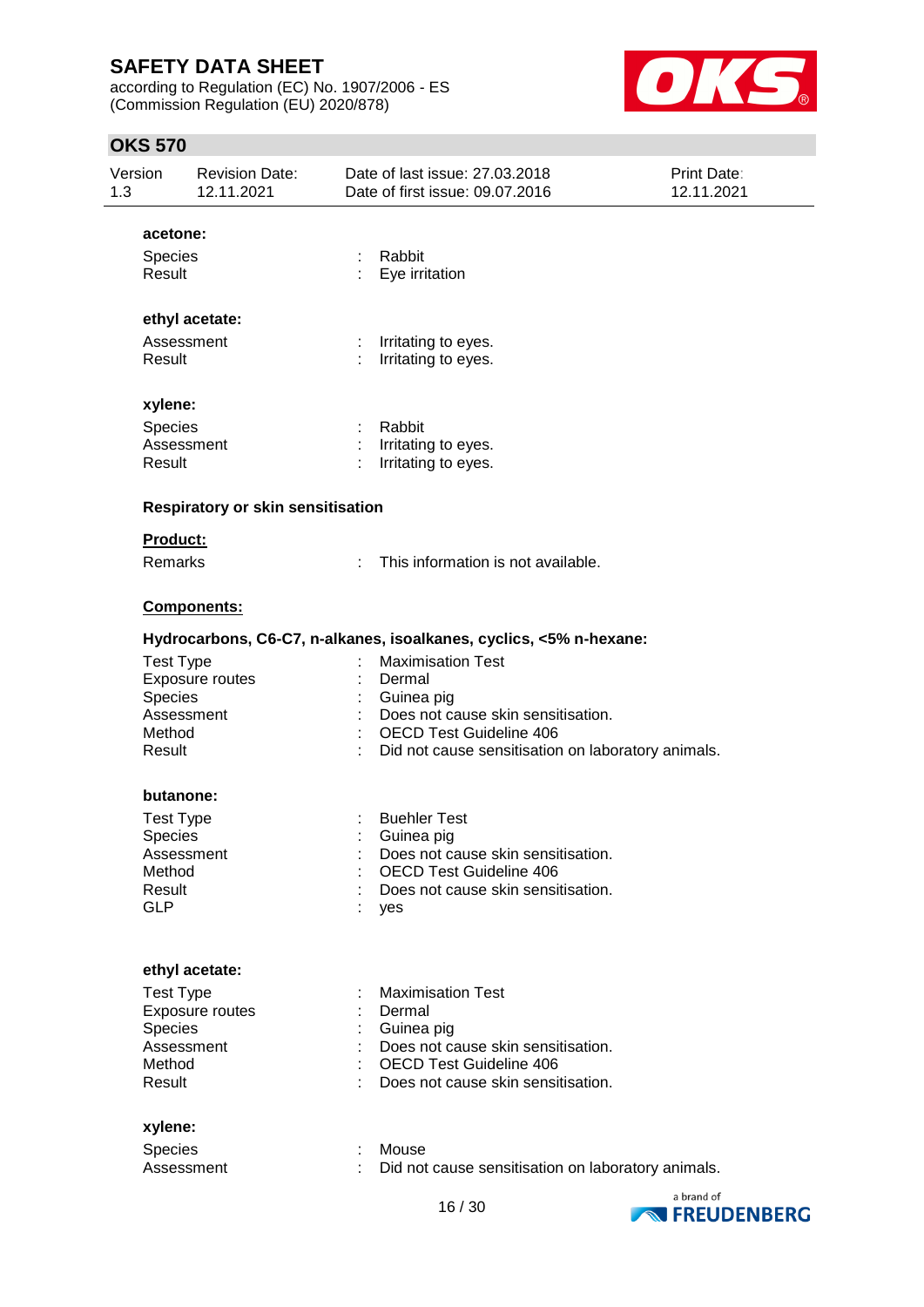**acetone:**

| | | |
|---|---|---|
| Species | : | Rabbit |
| Result | : | Eye irritation |

**ethyl acetate:**

| | | |
|---|---|---|
| Assessment | : | Irritating to eyes. |
| Result | : | Irritating to eyes. |

**xylene:**

| | | |
|---|---|---|
| Species | : | Rabbit |
| Assessment | : | Irritating to eyes. |
| Result | : | Irritating to eyes. |

**Respiratory or skin sensitisation**

**Product:**

| | | |
|---|---|---|
| Remarks | : | This information is not available. |

**Components:**

**Hydrocarbons, C6-C7, n-alkanes, isoalkanes, cyclics, <5% n-hexane:**

| | | |
|---|---|---|
| Test Type | : | Maximisation Test |
| Exposure routes | : | Dermal |
| Species | : | Guinea pig |
| Assessment | : | Does not cause skin sensitisation. |
| Method | : | OECD Test Guideline 406 |
| Result | : | Did not cause sensitisation on laboratory animals. |

**butanone:**

| | | |
|---|---|---|
| Test Type | : | Buehler Test |
| Species | : | Guinea pig |
| Assessment | : | Does not cause skin sensitisation. |
| Method | : | OECD Test Guideline 406 |
| Result | : | Does not cause skin sensitisation. |
| GLP | : | yes |

**ethyl acetate:**

| | | |
|---|---|---|
| Test Type | : | Maximisation Test |
| Exposure routes | : | Dermal |
| Species | : | Guinea pig |
| Assessment | : | Does not cause skin sensitisation. |
| Method | : | OECD Test Guideline 406 |
| Result | : | Does not cause skin sensitisation. |

**xylene:**

| | | |
|---|---|---|
| Species | : | Mouse |
| Assessment | : | Did not cause sensitisation on laboratory animals. |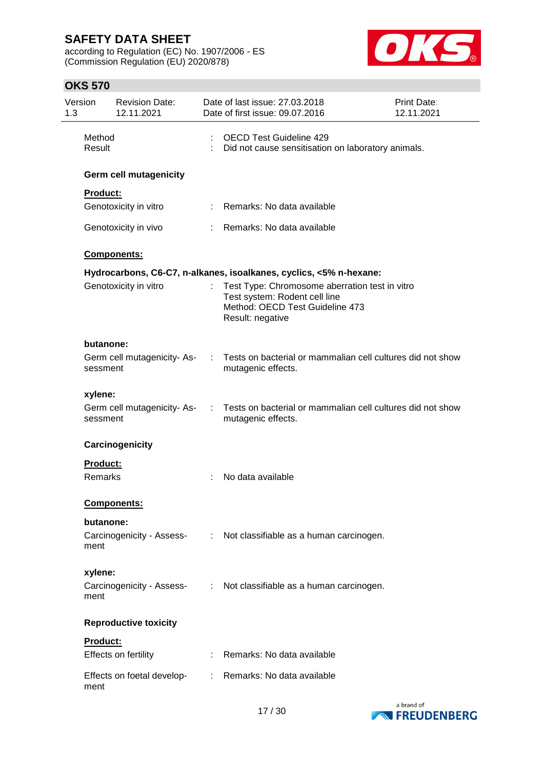| | | |
|---|---|---|
| Method | : | OECD Test Guideline 429 |
| Result | : | Did not cause sensitisation on laboratory animals. |

### Germ cell mutagenicity

**Product:**

| | | |
|---|---|---|
| Genotoxicity in vitro | : | Remarks: No data available |
| Genotoxicity in vivo | : | Remarks: No data available |

**Components:**

**Hydrocarbons, C6-C7, n-alkanes, isoalkanes, cyclics, <5% n-hexane:**

| | | |
|---|---|---|
| Genotoxicity in vitro | : | Test Type: Chromosome aberration test in vitro<br>Test system: Rodent cell line<br>Method: OECD Test Guideline 473<br>Result: negative |

**butanone:**

| | | |
|---|---|---|
| Germ cell mutagenicity- Assessment | : | Tests on bacterial or mammalian cell cultures did not show mutagenic effects. |

**xylene:**

| | | |
|---|---|---|
| Germ cell mutagenicity- Assessment | : | Tests on bacterial or mammalian cell cultures did not show mutagenic effects. |

### Carcinogenicity

**Product:**

| | | |
|---|---|---|
| Remarks | : | No data available |

**Components:**

**butanone:**

| | | |
|---|---|---|
| Carcinogenicity - Assessment | : | Not classifiable as a human carcinogen. |

**xylene:**

| | | |
|---|---|---|
| Carcinogenicity - Assessment | : | Not classifiable as a human carcinogen. |

### Reproductive toxicity

**Product:**

| | | |
|---|---|---|
| Effects on fertility | : | Remarks: No data available |
| Effects on foetal development | : | Remarks: No data available |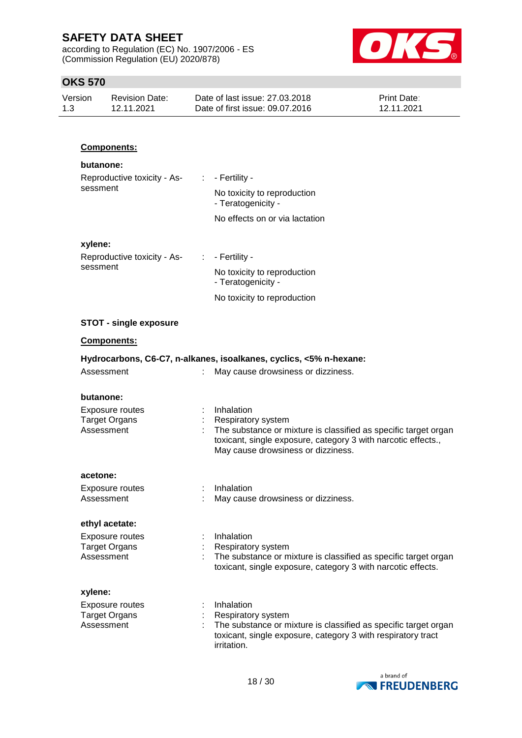**Components:**

**butanone:**

| | | |
|---|---|---|
| Reproductive toxicity - Assessment | : | - Fertility -<br>No toxicity to reproduction<br>- Teratogenicity -<br>No effects on or via lactation |

**xylene:**

| | | |
|---|---|---|
| Reproductive toxicity - Assessment | : | - Fertility -<br>No toxicity to reproduction<br>- Teratogenicity -<br>No toxicity to reproduction |

**STOT - single exposure**

**Components:**

**Hydrocarbons, C6-C7, n-alkanes, isoalkanes, cyclics, <5% n-hexane:**

| | | |
|---|---|---|
| Assessment | : | May cause drowsiness or dizziness. |

**butanone:**

| | | |
|---|---|---|
| Exposure routes | : | Inhalation |
| Target Organs | : | Respiratory system |
| Assessment | : | The substance or mixture is classified as specific target organ toxicant, single exposure, category 3 with narcotic effects., May cause drowsiness or dizziness. |

**acetone:**

| | | |
|---|---|---|
| Exposure routes | : | Inhalation |
| Assessment | : | May cause drowsiness or dizziness. |

**ethyl acetate:**

| | | |
|---|---|---|
| Exposure routes | : | Inhalation |
| Target Organs | : | Respiratory system |
| Assessment | : | The substance or mixture is classified as specific target organ toxicant, single exposure, category 3 with narcotic effects. |

**xylene:**

| | | |
|---|---|---|
| Exposure routes | : | Inhalation |
| Target Organs | : | Respiratory system |
| Assessment | : | The substance or mixture is classified as specific target organ toxicant, single exposure, category 3 with respiratory tract irritation. |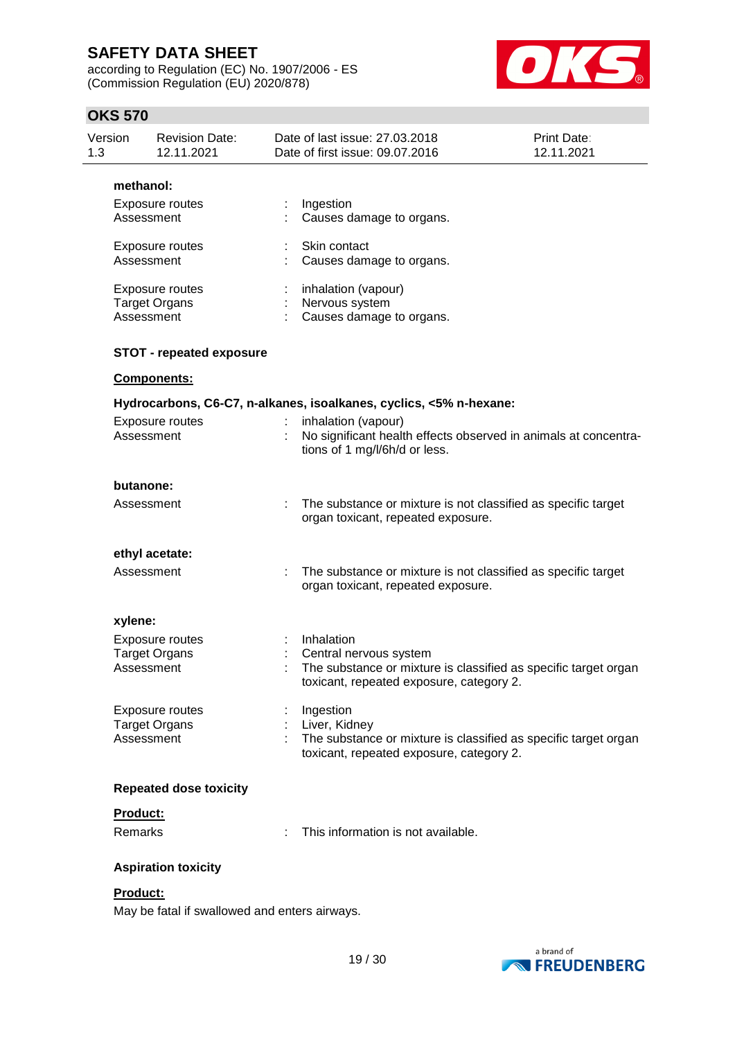**methanol:**

Exposure routes : Ingestion
Assessment : Causes damage to organs.

Exposure routes : Skin contact
Assessment : Causes damage to organs.

Exposure routes : inhalation (vapour)
Target Organs : Nervous system
Assessment : Causes damage to organs.

**STOT - repeated exposure**

**Components:**

**Hydrocarbons, C6-C7, n-alkanes, isoalkanes, cyclics, <5% n-hexane:**

Exposure routes : inhalation (vapour)
Assessment : No significant health effects observed in animals at concentrations of 1 mg/l/6h/d or less.

**butanone:**

Assessment : The substance or mixture is not classified as specific target organ toxicant, repeated exposure.

**ethyl acetate:**

Assessment : The substance or mixture is not classified as specific target organ toxicant, repeated exposure.

**xylene:**

Exposure routes : Inhalation
Target Organs : Central nervous system
Assessment : The substance or mixture is classified as specific target organ toxicant, repeated exposure, category 2.

Exposure routes : Ingestion
Target Organs : Liver, Kidney
Assessment : The substance or mixture is classified as specific target organ toxicant, repeated exposure, category 2.

**Repeated dose toxicity**

**Product:**

Remarks : This information is not available.

**Aspiration toxicity**

**Product:**

May be fatal if swallowed and enters airways.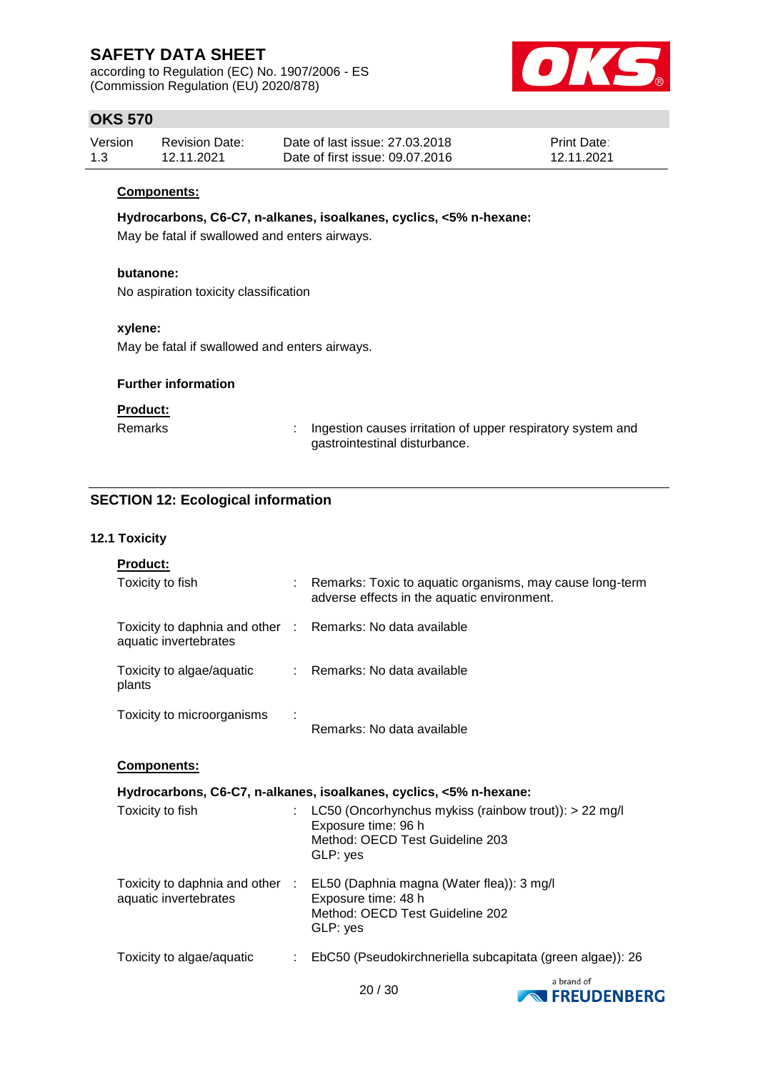**Components:**

**Hydrocarbons, C6-C7, n-alkanes, isoalkanes, cyclics, <5% n-hexane:**

May be fatal if swallowed and enters airways.

**butanone:**

No aspiration toxicity classification

**xylene:**

May be fatal if swallowed and enters airways.

**Further information**

**Product:**

Remarks : Ingestion causes irritation of upper respiratory system and gastrointestinal disturbance.

## SECTION 12: Ecological information

### 12.1 Toxicity

**Product:**

| | | |
|---|---|---|
| Toxicity to fish | : | Remarks: Toxic to aquatic organisms, may cause long-term adverse effects in the aquatic environment. |
| Toxicity to daphnia and other aquatic invertebrates | : | Remarks: No data available |
| Toxicity to algae/aquatic plants | : | Remarks: No data available |
| Toxicity to microorganisms | : | Remarks: No data available |

**Components:**

**Hydrocarbons, C6-C7, n-alkanes, isoalkanes, cyclics, <5% n-hexane:**

| | | |
|---|---|---|
| Toxicity to fish | : | LC50 (Oncorhynchus mykiss (rainbow trout)): > 22 mg/l<br>Exposure time: 96 h<br>Method: OECD Test Guideline 203<br>GLP: yes |
| Toxicity to daphnia and other aquatic invertebrates | : | EL50 (Daphnia magna (Water flea)): 3 mg/l<br>Exposure time: 48 h<br>Method: OECD Test Guideline 202<br>GLP: yes |
| Toxicity to algae/aquatic | : | EbC50 (Pseudokirchneriella subcapitata (green algae)): 26 |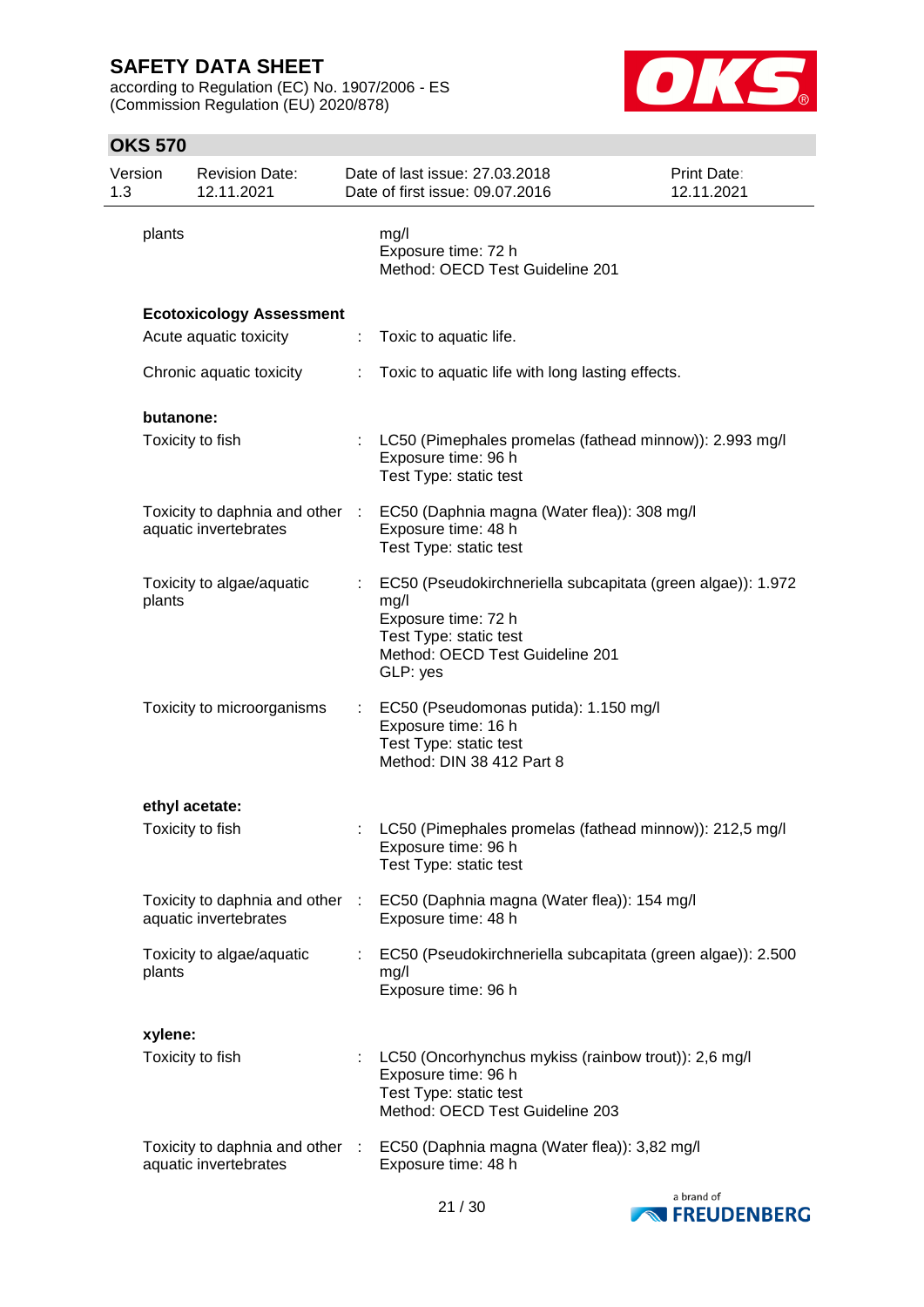| | | |
|---|---|---|
| plants | | mg/l<br>Exposure time: 72 h<br>Method: OECD Test Guideline 201 |

**Ecotoxicology Assessment**

| | | |
|---|---|---|
| Acute aquatic toxicity | : | Toxic to aquatic life. |
| Chronic aquatic toxicity | : | Toxic to aquatic life with long lasting effects. |

**butanone:**

| | | |
|---|---|---|
| Toxicity to fish | : | LC50 (Pimephales promelas (fathead minnow)): 2.993 mg/l<br>Exposure time: 96 h<br>Test Type: static test |
| Toxicity to daphnia and other aquatic invertebrates | : | EC50 (Daphnia magna (Water flea)): 308 mg/l<br>Exposure time: 48 h<br>Test Type: static test |
| Toxicity to algae/aquatic plants | : | EC50 (Pseudokirchneriella subcapitata (green algae)): 1.972 mg/l<br>Exposure time: 72 h<br>Test Type: static test<br>Method: OECD Test Guideline 201<br>GLP: yes |
| Toxicity to microorganisms | : | EC50 (Pseudomonas putida): 1.150 mg/l<br>Exposure time: 16 h<br>Test Type: static test<br>Method: DIN 38 412 Part 8 |

**ethyl acetate:**

| | | |
|---|---|---|
| Toxicity to fish | : | LC50 (Pimephales promelas (fathead minnow)): 212,5 mg/l<br>Exposure time: 96 h<br>Test Type: static test |
| Toxicity to daphnia and other aquatic invertebrates | : | EC50 (Daphnia magna (Water flea)): 154 mg/l<br>Exposure time: 48 h |
| Toxicity to algae/aquatic plants | : | EC50 (Pseudokirchneriella subcapitata (green algae)): 2.500 mg/l<br>Exposure time: 96 h |

**xylene:**

| | | |
|---|---|---|
| Toxicity to fish | : | LC50 (Oncorhynchus mykiss (rainbow trout)): 2,6 mg/l<br>Exposure time: 96 h<br>Test Type: static test<br>Method: OECD Test Guideline 203 |
| Toxicity to daphnia and other aquatic invertebrates | : | EC50 (Daphnia magna (Water flea)): 3,82 mg/l<br>Exposure time: 48 h |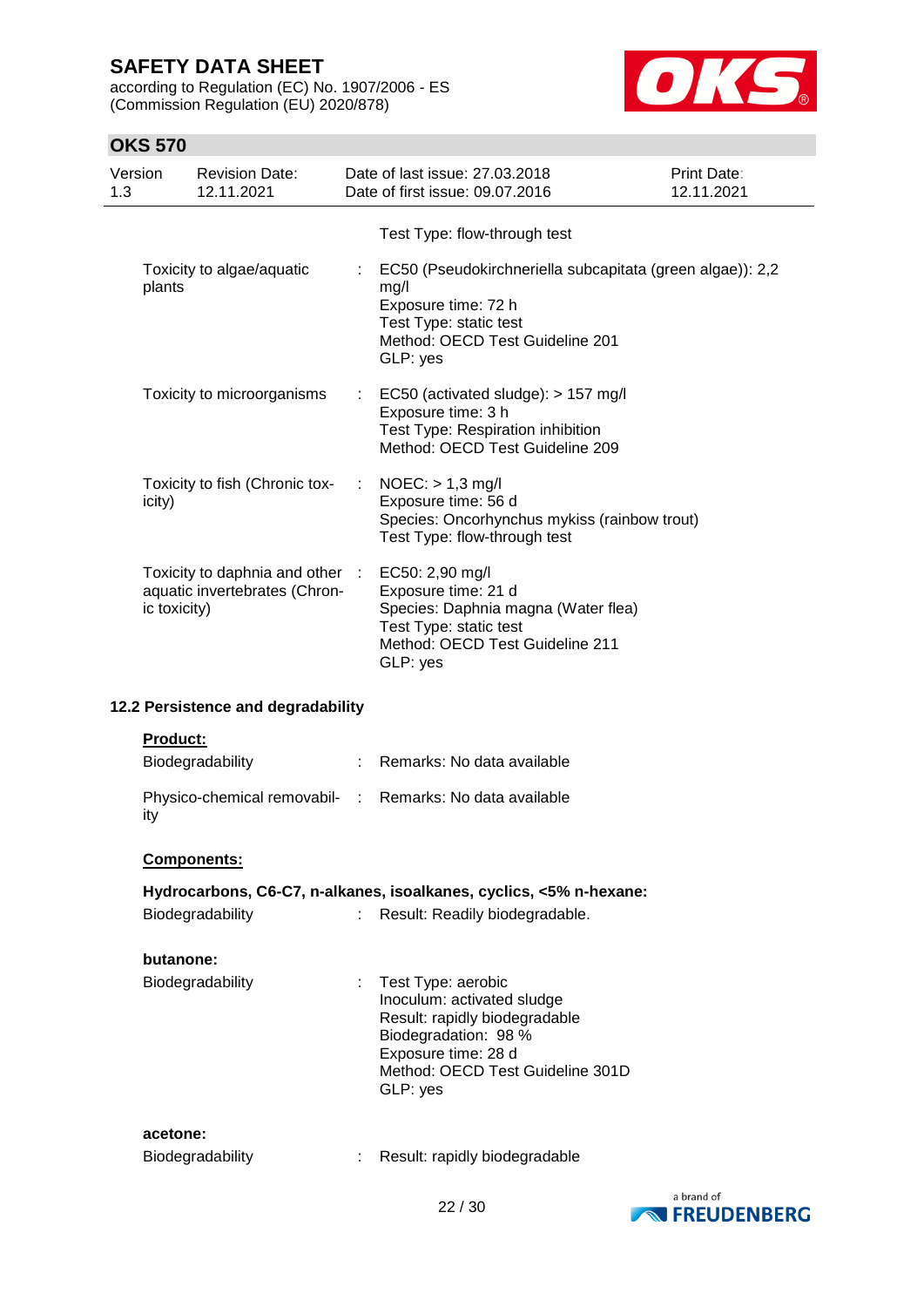Test Type: flow-through test

| | | |
|---|---|---|
| Toxicity to algae/aquatic plants | : | EC50 (Pseudokirchneriella subcapitata (green algae)): 2,2 mg/l<br>Exposure time: 72 h<br>Test Type: static test<br>Method: OECD Test Guideline 201<br>GLP: yes |
| Toxicity to microorganisms | : | EC50 (activated sludge): > 157 mg/l<br>Exposure time: 3 h<br>Test Type: Respiration inhibition<br>Method: OECD Test Guideline 209 |
| Toxicity to fish (Chronic toxicity) | : | NOEC: > 1,3 mg/l<br>Exposure time: 56 d<br>Species: Oncorhynchus mykiss (rainbow trout)<br>Test Type: flow-through test |
| Toxicity to daphnia and other aquatic invertebrates (Chronic toxicity) | : | EC50: 2,90 mg/l<br>Exposure time: 21 d<br>Species: Daphnia magna (Water flea)<br>Test Type: static test<br>Method: OECD Test Guideline 211<br>GLP: yes |

### 12.2 Persistence and degradability

**Product:**

| | | |
|---|---|---|
| Biodegradability | : | Remarks: No data available |
| Physico-chemical removability | : | Remarks: No data available |

**Components:**

**Hydrocarbons, C6-C7, n-alkanes, isoalkanes, cyclics, <5% n-hexane:**

| | | |
|---|---|---|
| Biodegradability | : | Result: Readily biodegradable. |

**butanone:**

| | | |
|---|---|---|
| Biodegradability | : | Test Type: aerobic<br>Inoculum: activated sludge<br>Result: rapidly biodegradable<br>Biodegradation: 98 %<br>Exposure time: 28 d<br>Method: OECD Test Guideline 301D<br>GLP: yes |

**acetone:**

| | | |
|---|---|---|
| Biodegradability | : | Result: rapidly biodegradable |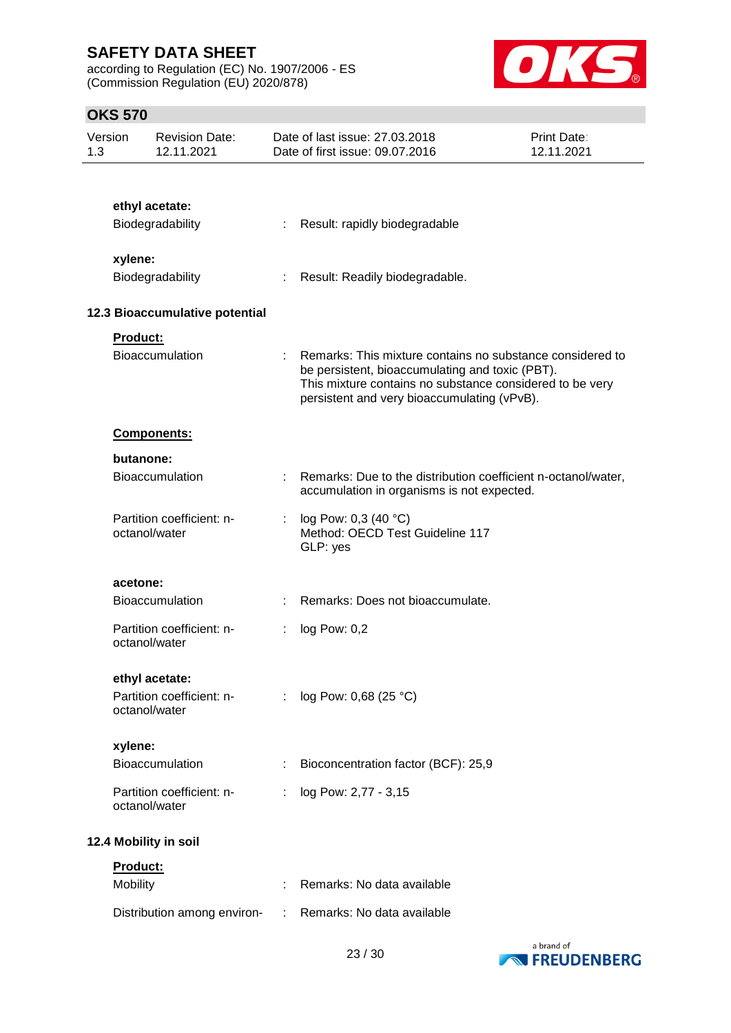**ethyl acetate:**

Biodegradability : Result: rapidly biodegradable

**xylene:**

Biodegradability : Result: Readily biodegradable.

### 12.3 Bioaccumulative potential

**Product:**

Bioaccumulation : Remarks: This mixture contains no substance considered to be persistent, bioaccumulating and toxic (PBT). This mixture contains no substance considered to be very persistent and very bioaccumulating (vPvB).

**Components:**

**butanone:**

Bioaccumulation : Remarks: Due to the distribution coefficient n-octanol/water, accumulation in organisms is not expected.

Partition coefficient: n-octanol/water : log Pow: 0,3 (40 °C)
Method: OECD Test Guideline 117
GLP: yes

**acetone:**

Bioaccumulation : Remarks: Does not bioaccumulate.

Partition coefficient: n-octanol/water : log Pow: 0,2

**ethyl acetate:**

Partition coefficient: n-octanol/water : log Pow: 0,68 (25 °C)

**xylene:**

Bioaccumulation : Bioconcentration factor (BCF): 25,9

Partition coefficient: n-octanol/water : log Pow: 2,77 - 3,15

### 12.4 Mobility in soil

**Product:**

Mobility : Remarks: No data available

Distribution among environ- : Remarks: No data available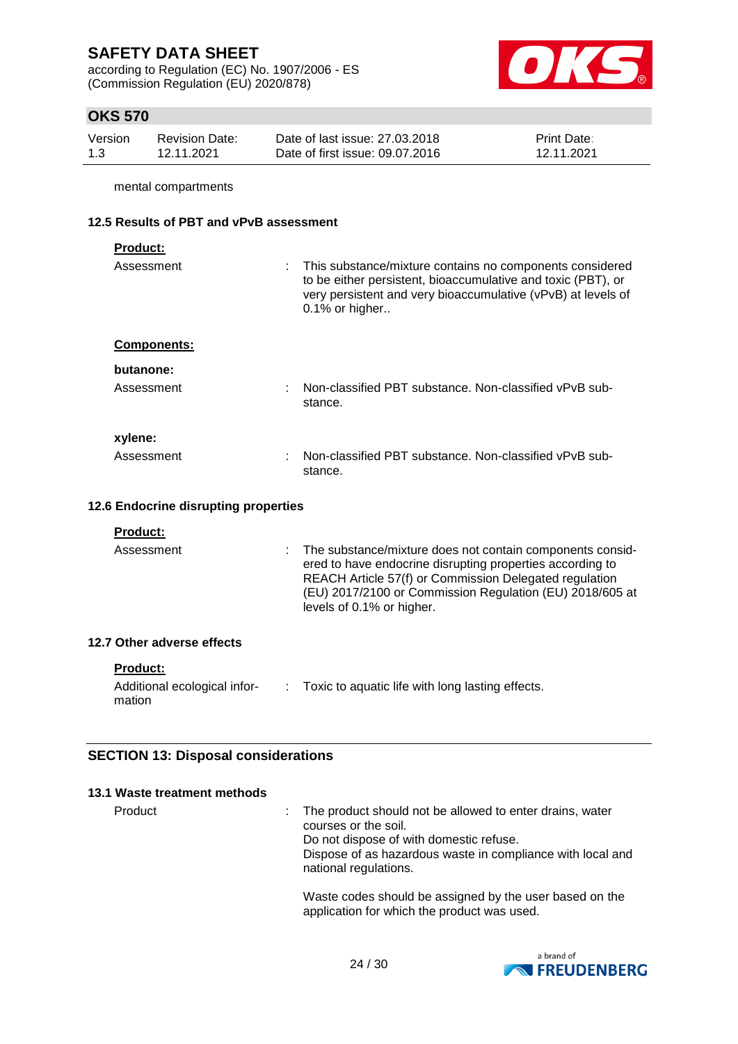mental compartments

### 12.5 Results of PBT and vPvB assessment

**Product:**

| | |
|---|---|
| Assessment | : This substance/mixture contains no components considered to be either persistent, bioaccumulative and toxic (PBT), or very persistent and very bioaccumulative (vPvB) at levels of 0.1% or higher.. |

**Components:**

**butanone:**

| | |
|---|---|
| Assessment | : Non-classified PBT substance. Non-classified vPvB substance. |

**xylene:**

| | |
|---|---|
| Assessment | : Non-classified PBT substance. Non-classified vPvB substance. |

### 12.6 Endocrine disrupting properties

**Product:**

| | |
|---|---|
| Assessment | : The substance/mixture does not contain components considered to have endocrine disrupting properties according to REACH Article 57(f) or Commission Delegated regulation (EU) 2017/2100 or Commission Regulation (EU) 2018/605 at levels of 0.1% or higher. |

### 12.7 Other adverse effects

**Product:**

| | |
|---|---|
| Additional ecological information | : Toxic to aquatic life with long lasting effects. |

## SECTION 13: Disposal considerations

### 13.1 Waste treatment methods

| | |
|---|---|
| Product | : The product should not be allowed to enter drains, water courses or the soil.<br>Do not dispose of with domestic refuse.<br>Dispose of as hazardous waste in compliance with local and national regulations.<br><br>Waste codes should be assigned by the user based on the application for which the product was used. |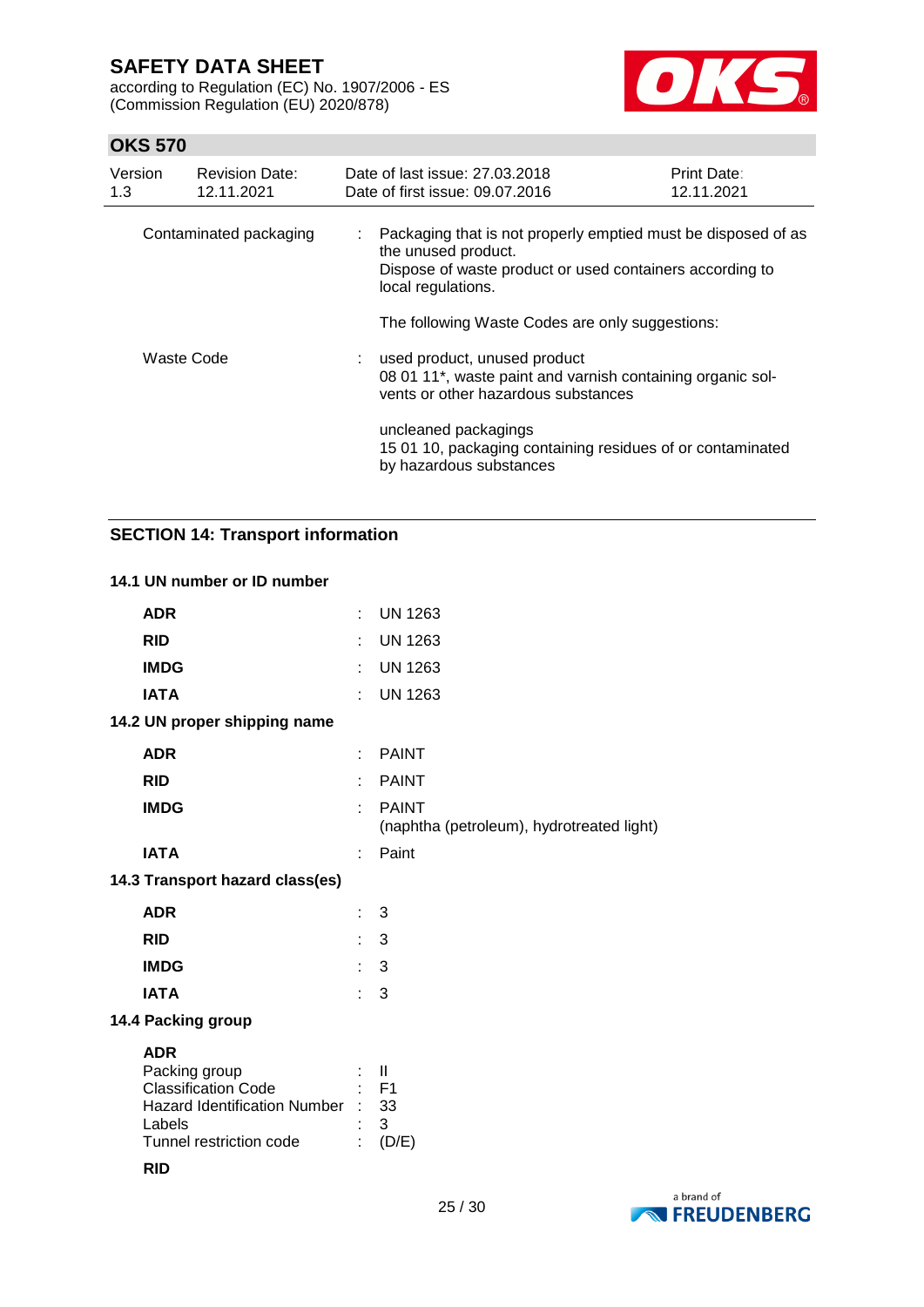| | | |
|---|---|---|
| Contaminated packaging | : | Packaging that is not properly emptied must be disposed of as the unused product.<br>Dispose of waste product or used containers according to local regulations.<br><br>The following Waste Codes are only suggestions: |
| Waste Code | : | used product, unused product<br>08 01 11*, waste paint and varnish containing organic solvents or other hazardous substances<br><br>uncleaned packagings<br>15 01 10, packaging containing residues of or contaminated by hazardous substances |

## SECTION 14: Transport information

### 14.1 UN number or ID number

| | | |
|---|---|---|
| **ADR** | : | UN 1263 |
| **RID** | : | UN 1263 |
| **IMDG** | : | UN 1263 |
| **IATA** | : | UN 1263 |

### 14.2 UN proper shipping name

| | | |
|---|---|---|
| **ADR** | : | PAINT |
| **RID** | : | PAINT |
| **IMDG** | : | PAINT<br>(naphtha (petroleum), hydrotreated light) |
| **IATA** | : | Paint |

### 14.3 Transport hazard class(es)

| | | |
|---|---|---|
| **ADR** | : | 3 |
| **RID** | : | 3 |
| **IMDG** | : | 3 |
| **IATA** | : | 3 |

### 14.4 Packing group

**ADR**

| | | |
|---|---|---|
| Packing group | : | II |
| Classification Code | : | F1 |
| Hazard Identification Number | : | 33 |
| Labels | : | 3 |
| Tunnel restriction code | : | (D/E) |

**RID**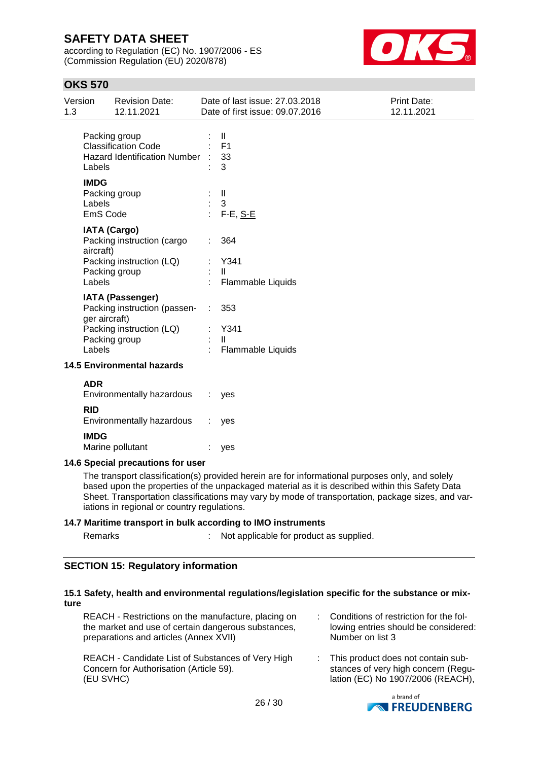| | | |
|---|---|---|
| Packing group | : | II |
| Classification Code | : | F1 |
| Hazard Identification Number | : | 33 |
| Labels | : | 3 |

**IMDG**

| | | |
|---|---|---|
| Packing group | : | II |
| Labels | : | 3 |
| EmS Code | : | F-E, S-E |

**IATA (Cargo)**

| | | |
|---|---|---|
| Packing instruction (cargo aircraft) | : | 364 |
| Packing instruction (LQ) | : | Y341 |
| Packing group | : | II |
| Labels | : | Flammable Liquids |

**IATA (Passenger)**

| | | |
|---|---|---|
| Packing instruction (passenger aircraft) | : | 353 |
| Packing instruction (LQ) | : | Y341 |
| Packing group | : | II |
| Labels | : | Flammable Liquids |

### 14.5 Environmental hazards

**ADR**

Environmentally hazardous : yes

**RID**

Environmentally hazardous : yes

**IMDG**

Marine pollutant : yes

### 14.6 Special precautions for user

The transport classification(s) provided herein are for informational purposes only, and solely based upon the properties of the unpackaged material as it is described within this Safety Data Sheet. Transportation classifications may vary by mode of transportation, package sizes, and variations in regional or country regulations.

### 14.7 Maritime transport in bulk according to IMO instruments

Remarks : Not applicable for product as supplied.

## SECTION 15: Regulatory information

### 15.1 Safety, health and environmental regulations/legislation specific for the substance or mixture

| | | |
|---|---|---|
| REACH - Restrictions on the manufacture, placing on the market and use of certain dangerous substances, preparations and articles (Annex XVII) | : | Conditions of restriction for the following entries should be considered: Number on list 3 |
| REACH - Candidate List of Substances of Very High Concern for Authorisation (Article 59). (EU SVHC) | : | This product does not contain substances of very high concern (Regulation (EC) No 1907/2006 (REACH), |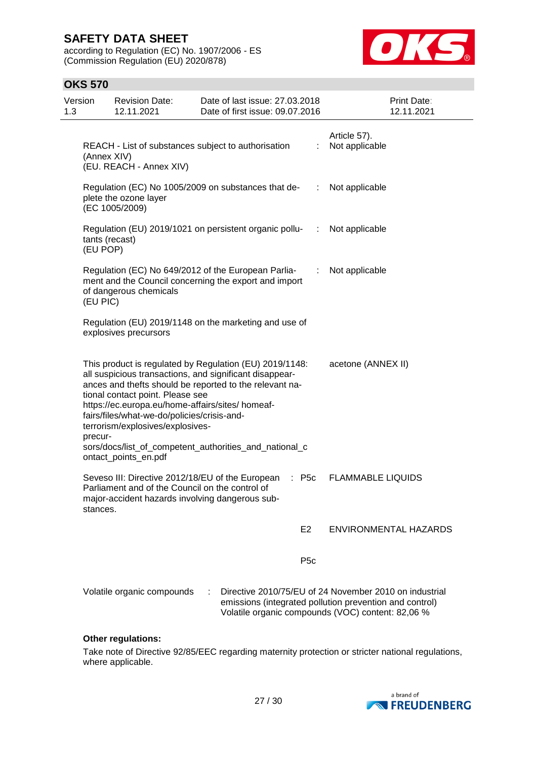| | | |
|---|---|---|
| | | Article 57). |
| REACH - List of substances subject to authorisation (Annex XIV) (EU. REACH - Annex XIV) | : | Not applicable |
| Regulation (EC) No 1005/2009 on substances that deplete the ozone layer (EC 1005/2009) | : | Not applicable |
| Regulation (EU) 2019/1021 on persistent organic pollutants (recast) (EU POP) | : | Not applicable |
| Regulation (EC) No 649/2012 of the European Parliament and the Council concerning the export and import of dangerous chemicals (EU PIC) | : | Not applicable |

Regulation (EU) 2019/1148 on the marketing and use of explosives precursors

| | |
|---|---|
| This product is regulated by Regulation (EU) 2019/1148: all suspicious transactions, and significant disappearances and thefts should be reported to the relevant national contact point. Please see https://ec.europa.eu/home-affairs/sites/ homeaffairs/files/what-we-do/policies/crisis-and-terrorism/explosives/explosives-precursors/docs/list_of_competent_authorities_and_national_contact_points_en.pdf | acetone (ANNEX II) |

| | | |
|---|---|---|
| Seveso III: Directive 2012/18/EU of the European Parliament and of the Council on the control of major-accident hazards involving dangerous substances. | : P5c | FLAMMABLE LIQUIDS |
| | E2 | ENVIRONMENTAL HAZARDS |
| | P5c | |

| | | |
|---|---|---|
| Volatile organic compounds | : | Directive 2010/75/EU of 24 November 2010 on industrial emissions (integrated pollution prevention and control) Volatile organic compounds (VOC) content: 82,06 % |

**Other regulations:**

Take note of Directive 92/85/EEC regarding maternity protection or stricter national regulations, where applicable.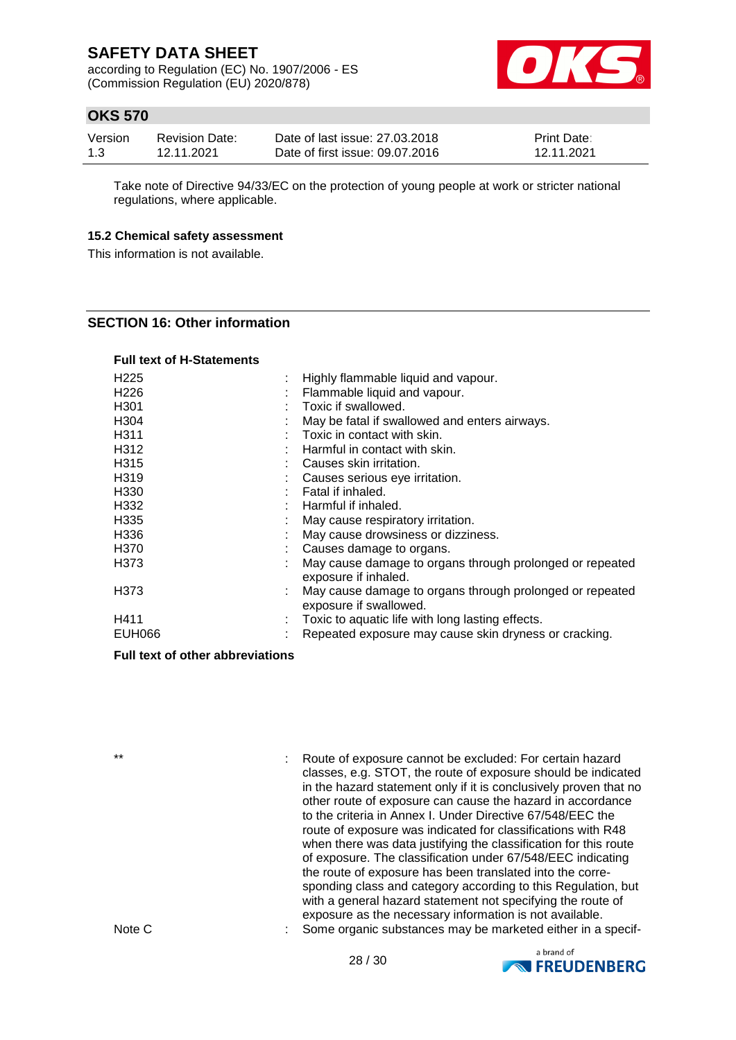Take note of Directive 94/33/EC on the protection of young people at work or stricter national regulations, where applicable.

### 15.2 Chemical safety assessment

This information is not available.

## SECTION 16: Other information

**Full text of H-Statements**

| | | |
|---|---|---|
| H225 | : | Highly flammable liquid and vapour. |
| H226 | : | Flammable liquid and vapour. |
| H301 | : | Toxic if swallowed. |
| H304 | : | May be fatal if swallowed and enters airways. |
| H311 | : | Toxic in contact with skin. |
| H312 | : | Harmful in contact with skin. |
| H315 | : | Causes skin irritation. |
| H319 | : | Causes serious eye irritation. |
| H330 | : | Fatal if inhaled. |
| H332 | : | Harmful if inhaled. |
| H335 | : | May cause respiratory irritation. |
| H336 | : | May cause drowsiness or dizziness. |
| H370 | : | Causes damage to organs. |
| H373 | : | May cause damage to organs through prolonged or repeated exposure if inhaled. |
| H373 | : | May cause damage to organs through prolonged or repeated exposure if swallowed. |
| H411 | : | Toxic to aquatic life with long lasting effects. |
| EUH066 | : | Repeated exposure may cause skin dryness or cracking. |

**Full text of other abbreviations**

| | | |
|---|---|---|
| ** | : | Route of exposure cannot be excluded: For certain hazard classes, e.g. STOT, the route of exposure should be indicated in the hazard statement only if it is conclusively proven that no other route of exposure can cause the hazard in accordance to the criteria in Annex I. Under Directive 67/548/EEC the route of exposure was indicated for classifications with R48 when there was data justifying the classification for this route of exposure. The classification under 67/548/EEC indicating the route of exposure has been translated into the corresponding class and category according to this Regulation, but with a general hazard statement not specifying the route of exposure as the necessary information is not available. |
| Note C | : | Some organic substances may be marketed either in a specif- |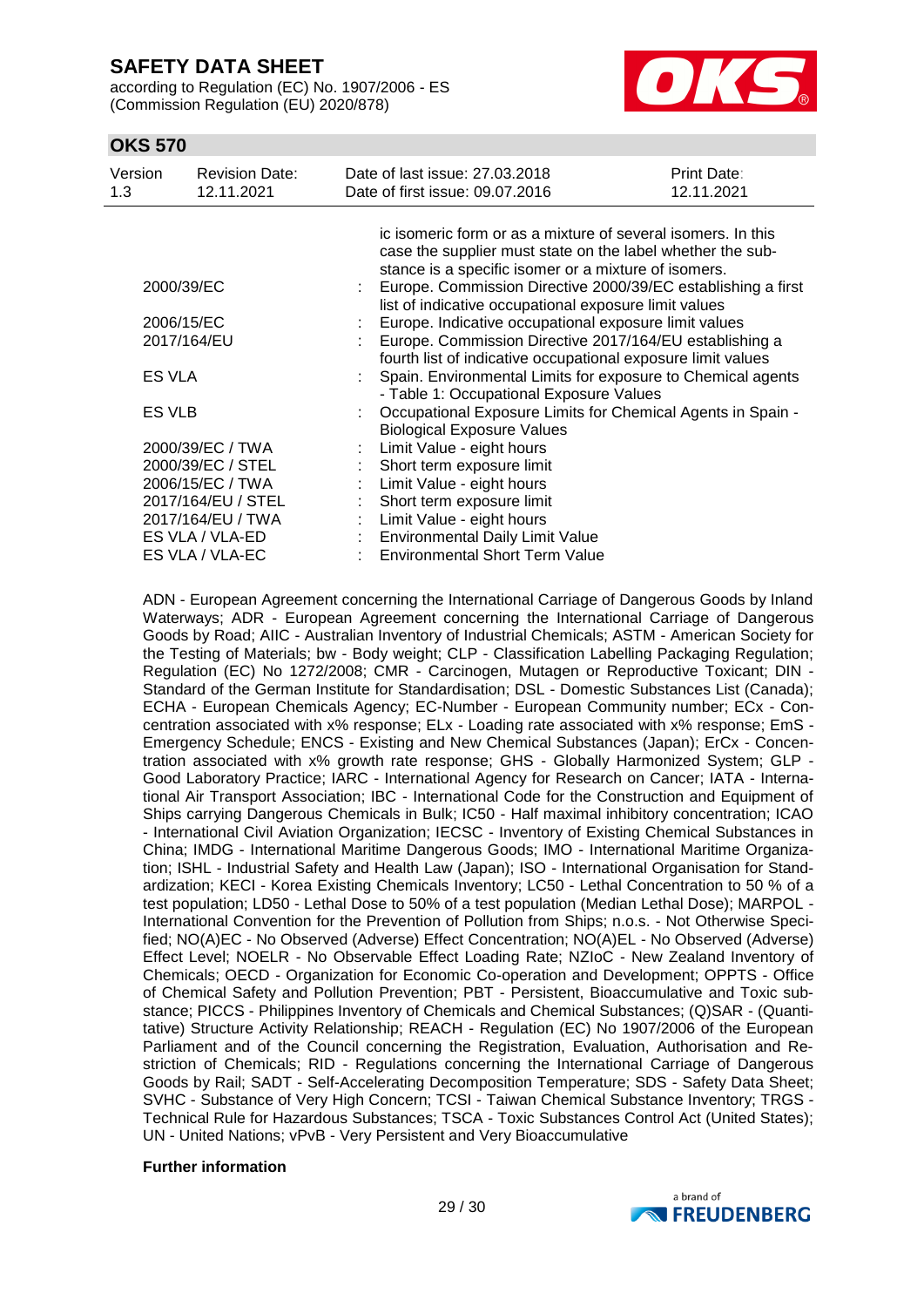ic isomeric form or as a mixture of several isomers. In this case the supplier must state on the label whether the substance is a specific isomer or a mixture of isomers.

| | | |
|---|---|---|
| 2000/39/EC | : | Europe. Commission Directive 2000/39/EC establishing a first list of indicative occupational exposure limit values |
| 2006/15/EC | : | Europe. Indicative occupational exposure limit values |
| 2017/164/EU | : | Europe. Commission Directive 2017/164/EU establishing a fourth list of indicative occupational exposure limit values |
| ES VLA | : | Spain. Environmental Limits for exposure to Chemical agents - Table 1: Occupational Exposure Values |
| ES VLB | : | Occupational Exposure Limits for Chemical Agents in Spain - Biological Exposure Values |
| 2000/39/EC / TWA | : | Limit Value - eight hours |
| 2000/39/EC / STEL | : | Short term exposure limit |
| 2006/15/EC / TWA | : | Limit Value - eight hours |
| 2017/164/EU / STEL | : | Short term exposure limit |
| 2017/164/EU / TWA | : | Limit Value - eight hours |
| ES VLA / VLA-ED | : | Environmental Daily Limit Value |
| ES VLA / VLA-EC | : | Environmental Short Term Value |

ADN - European Agreement concerning the International Carriage of Dangerous Goods by Inland Waterways; ADR - European Agreement concerning the International Carriage of Dangerous Goods by Road; AIIC - Australian Inventory of Industrial Chemicals; ASTM - American Society for the Testing of Materials; bw - Body weight; CLP - Classification Labelling Packaging Regulation; Regulation (EC) No 1272/2008; CMR - Carcinogen, Mutagen or Reproductive Toxicant; DIN - Standard of the German Institute for Standardisation; DSL - Domestic Substances List (Canada); ECHA - European Chemicals Agency; EC-Number - European Community number; ECx - Concentration associated with x% response; ELx - Loading rate associated with x% response; EmS - Emergency Schedule; ENCS - Existing and New Chemical Substances (Japan); ErCx - Concentration associated with x% growth rate response; GHS - Globally Harmonized System; GLP - Good Laboratory Practice; IARC - International Agency for Research on Cancer; IATA - International Air Transport Association; IBC - International Code for the Construction and Equipment of Ships carrying Dangerous Chemicals in Bulk; IC50 - Half maximal inhibitory concentration; ICAO - International Civil Aviation Organization; IECSC - Inventory of Existing Chemical Substances in China; IMDG - International Maritime Dangerous Goods; IMO - International Maritime Organization; ISHL - Industrial Safety and Health Law (Japan); ISO - International Organisation for Standardization; KECI - Korea Existing Chemicals Inventory; LC50 - Lethal Concentration to 50 % of a test population; LD50 - Lethal Dose to 50% of a test population (Median Lethal Dose); MARPOL - International Convention for the Prevention of Pollution from Ships; n.o.s. - Not Otherwise Specified; NO(A)EC - No Observed (Adverse) Effect Concentration; NO(A)EL - No Observed (Adverse) Effect Level; NOELR - No Observable Effect Loading Rate; NZIoC - New Zealand Inventory of Chemicals; OECD - Organization for Economic Co-operation and Development; OPPTS - Office of Chemical Safety and Pollution Prevention; PBT - Persistent, Bioaccumulative and Toxic substance; PICCS - Philippines Inventory of Chemicals and Chemical Substances; (Q)SAR - (Quantitative) Structure Activity Relationship; REACH - Regulation (EC) No 1907/2006 of the European Parliament and of the Council concerning the Registration, Evaluation, Authorisation and Restriction of Chemicals; RID - Regulations concerning the International Carriage of Dangerous Goods by Rail; SADT - Self-Accelerating Decomposition Temperature; SDS - Safety Data Sheet; SVHC - Substance of Very High Concern; TCSI - Taiwan Chemical Substance Inventory; TRGS - Technical Rule for Hazardous Substances; TSCA - Toxic Substances Control Act (United States); UN - United Nations; vPvB - Very Persistent and Very Bioaccumulative

**Further information**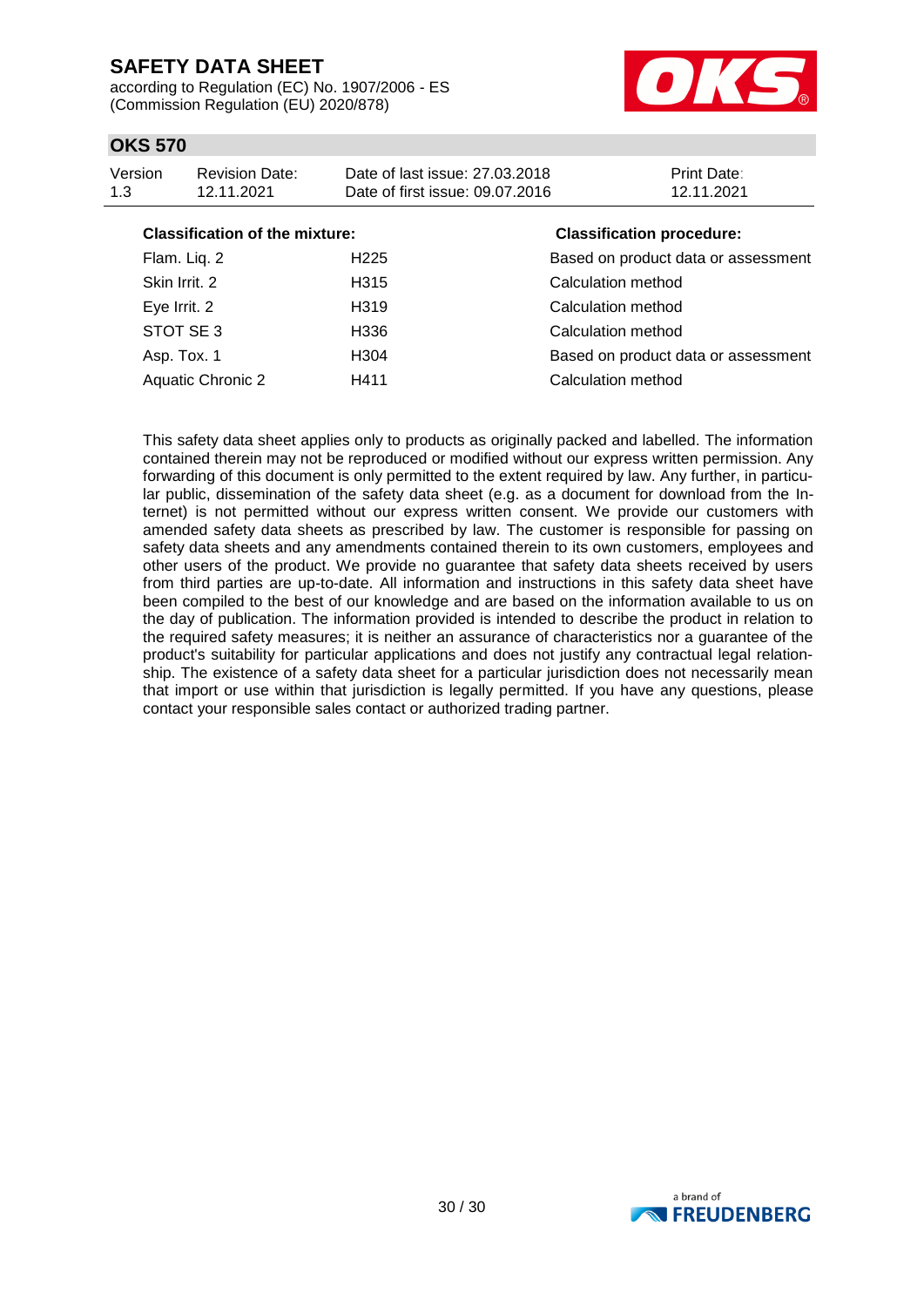**Classification of the mixture:**

| Classification of the mixture: | | Classification procedure: |
|---|---|---|
| Flam. Liq. 2 | H225 | Based on product data or assessment |
| Skin Irrit. 2 | H315 | Calculation method |
| Eye Irrit. 2 | H319 | Calculation method |
| STOT SE 3 | H336 | Calculation method |
| Asp. Tox. 1 | H304 | Based on product data or assessment |
| Aquatic Chronic 2 | H411 | Calculation method |

This safety data sheet applies only to products as originally packed and labelled. The information contained therein may not be reproduced or modified without our express written permission. Any forwarding of this document is only permitted to the extent required by law. Any further, in particular public, dissemination of the safety data sheet (e.g. as a document for download from the Internet) is not permitted without our express written consent. We provide our customers with amended safety data sheets as prescribed by law. The customer is responsible for passing on safety data sheets and any amendments contained therein to its own customers, employees and other users of the product. We provide no guarantee that safety data sheets received by users from third parties are up-to-date. All information and instructions in this safety data sheet have been compiled to the best of our knowledge and are based on the information available to us on the day of publication. The information provided is intended to describe the product in relation to the required safety measures; it is neither an assurance of characteristics nor a guarantee of the product's suitability for particular applications and does not justify any contractual legal relationship. The existence of a safety data sheet for a particular jurisdiction does not necessarily mean that import or use within that jurisdiction is legally permitted. If you have any questions, please contact your responsible sales contact or authorized trading partner.